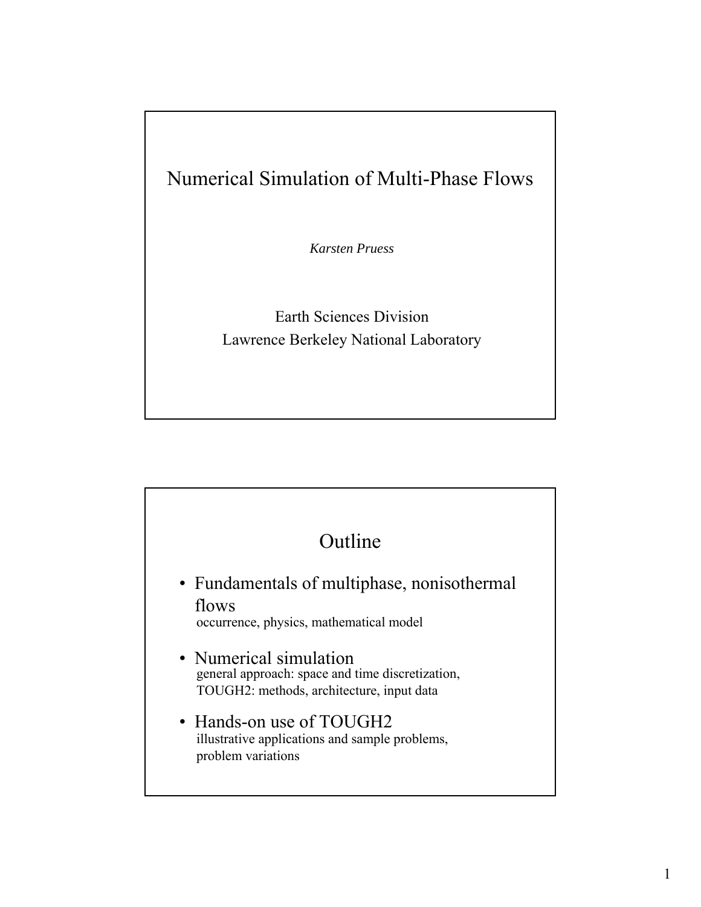# Numerical Simulation of Multi-Phase Flows

*Karsten Pruess*

Earth Sciences Division
Lawrence Berkeley National Laboratory

## Outline

- Fundamentals of multiphase, nonisothermal flows
  occurrence, physics, mathematical model
- Numerical simulation
  general approach: space and time discretization,
  TOUGH2: methods, architecture, input data
- Hands-on use of TOUGH2
  illustrative applications and sample problems,
  problem variations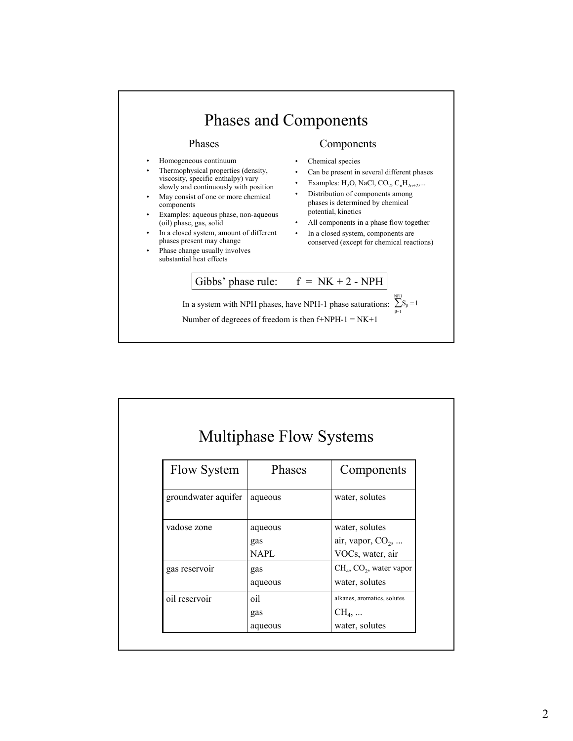# Phases and Components

## Phases

- Homogeneous continuum
- Thermophysical properties (density, viscosity, specific enthalpy) vary slowly and continuously with position
- May consist of one or more chemical components
- Examples: aqueous phase, non-aqueous (oil) phase, gas, solid
- In a closed system, amount of different phases present may change
- Phase change usually involves substantial heat effects

## Components

- Chemical species
- Can be present in several different phases
- Examples: $H_2O$, NaCl, $CO_2$, $C_nH_{2n+2}$,...
- Distribution of components among phases is determined by chemical potential, kinetics
- All components in a phase flow together
- In a closed system, components are conserved (except for chemical reactions)

Gibbs' phase rule: $f = NK + 2 - NPH$

In a system with NPH phases, have NPH-1 phase saturations: $\sum_{\beta=1}^{NPH} S_\beta = 1$

Number of degreees of freedom is then f+NPH-1 = NK+1

# Multiphase Flow Systems

| Flow System | Phases | Components |
|---|---|---|
| groundwater aquifer | aqueous | water, solutes |
| vadose zone | aqueous<br>gas<br>NAPL | water, solutes<br>air, vapor, $CO_2$, ...<br>VOCs, water, air |
| gas reservoir | gas<br>aqueous | $CH_4$, $CO_2$, water vapor<br>water, solutes |
| oil reservoir | oil<br>gas<br>aqueous | alkanes, aromatics, solutes<br>$CH_4$, ...<br>water, solutes |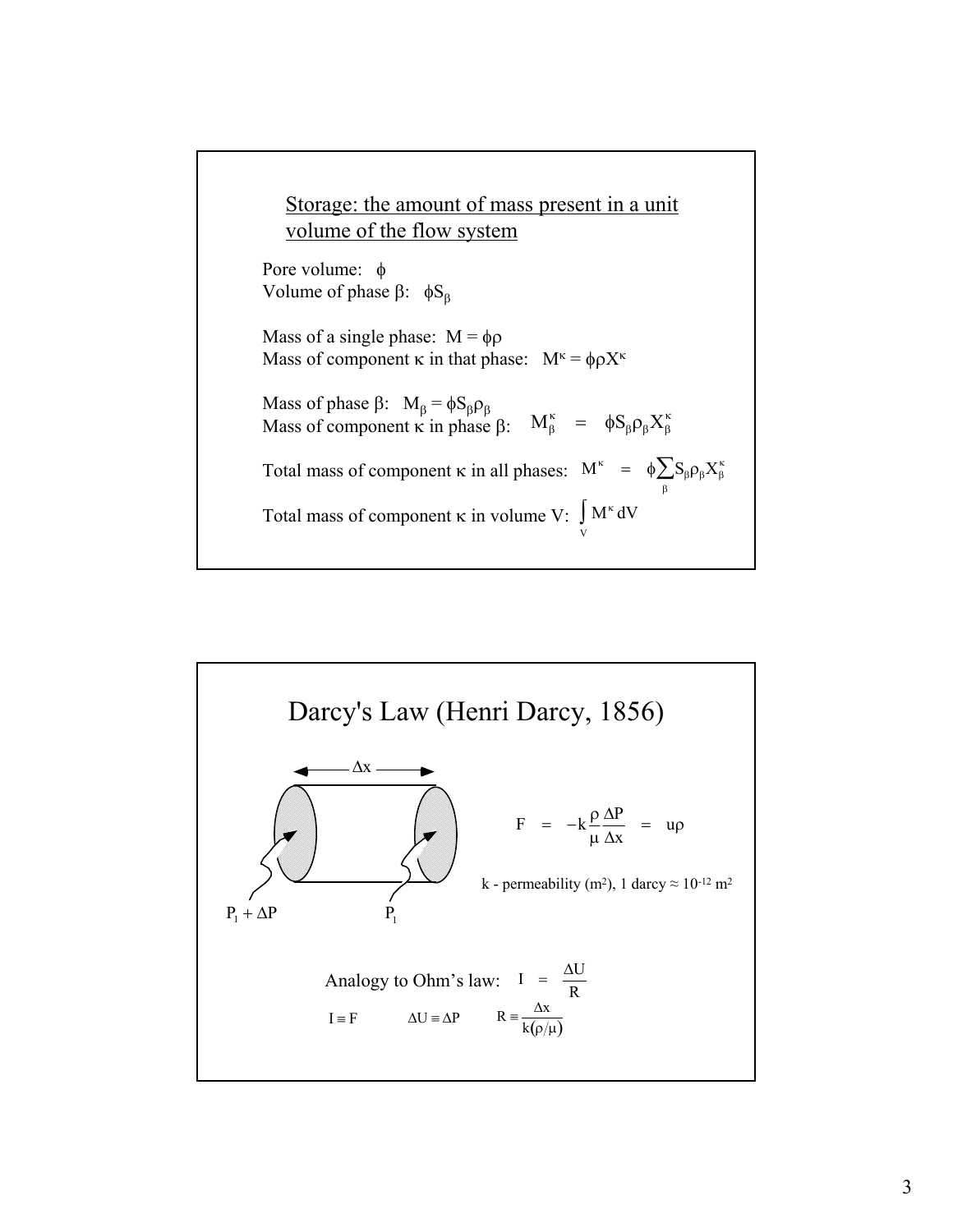## Storage: the amount of mass present in a unit volume of the flow system

Pore volume: $\phi$
Volume of phase $\beta$: $\phi S_\beta$

Mass of a single phase: $M = \phi\rho$
Mass of component $\kappa$ in that phase: $M^\kappa = \phi\rho X^\kappa$

Mass of phase $\beta$: $M_\beta = \phi S_\beta \rho_\beta$
Mass of component $\kappa$ in phase $\beta$: $M^\kappa_\beta = \phi S_\beta \rho_\beta X^\kappa_\beta$

Total mass of component $\kappa$ in all phases: $M^\kappa = \phi \sum_\beta S_\beta \rho_\beta X^\kappa_\beta$

Total mass of component $\kappa$ in volume V: $\int_V M^\kappa \, dV$

# Darcy's Law (Henri Darcy, 1856)

$\Delta x$

$P_1 + \Delta P$ $\quad$ $P_1$

$$F = -k \frac{\rho}{\mu} \frac{\Delta P}{\Delta x} = u\rho$$

k - permeability (m²), 1 darcy ≈ $10^{-12}$ m²

Analogy to Ohm's law: $I = \dfrac{\Delta U}{R}$

$I \equiv F \qquad \Delta U \equiv \Delta P \qquad R \equiv \dfrac{\Delta x}{k(\rho/\mu)}$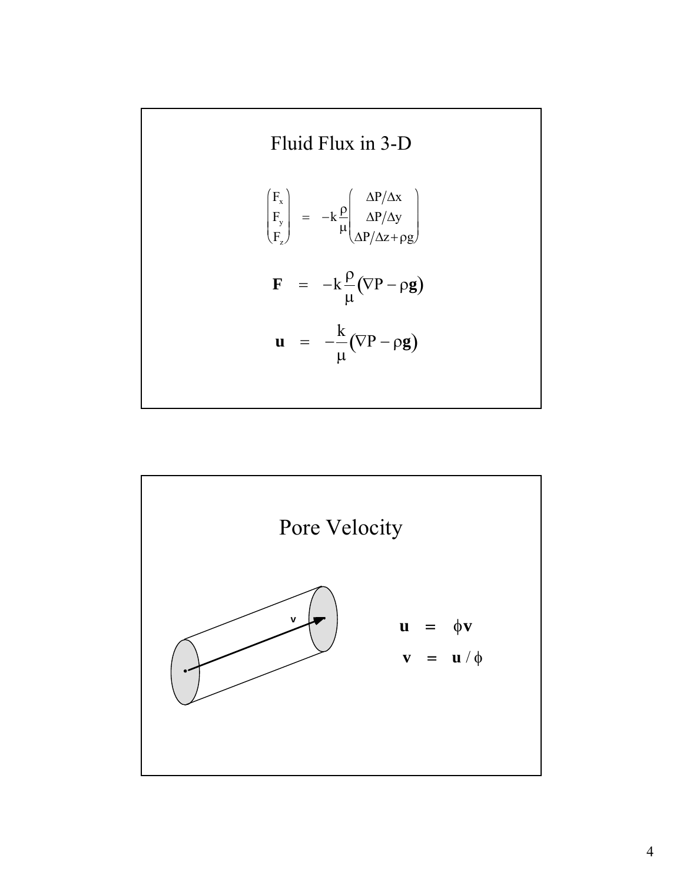# Fluid Flux in 3-D

$$\begin{pmatrix} F_x \\ F_y \\ F_z \end{pmatrix} = -k\frac{\rho}{\mu}\begin{pmatrix} \Delta P/\Delta x \\ \Delta P/\Delta y \\ \Delta P/\Delta z + \rho g \end{pmatrix}$$

$$\mathbf{F} = -k\frac{\rho}{\mu}\left(\nabla P - \rho\mathbf{g}\right)$$

$$\mathbf{u} = -\frac{k}{\mu}\left(\nabla P - \rho\mathbf{g}\right)$$

# Pore Velocity

v

$$\mathbf{u} = \phi\mathbf{v}$$

$$\mathbf{v} = \mathbf{u}/\phi$$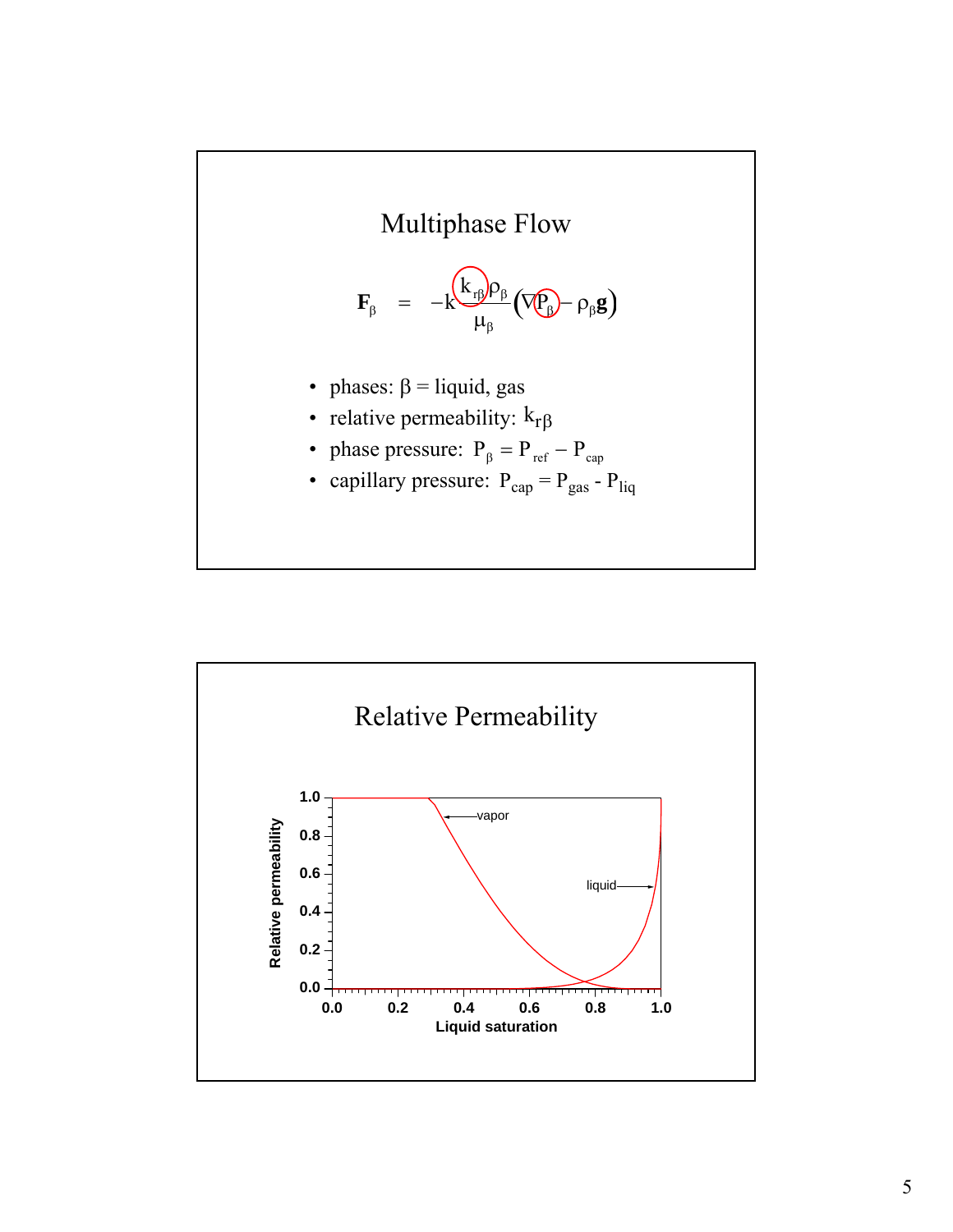# Multiphase Flow

$$\mathbf{F}_\beta = -k \frac{k_{r\beta} \rho_\beta}{\mu_\beta} \left( \nabla P_\beta - \rho_\beta \mathbf{g} \right)$$

- phases: $\beta$ = liquid, gas
- relative permeability: $k_{r\beta}$
- phase pressure: $P_\beta = P_{ref} - P_{cap}$
- capillary pressure: $P_{cap} = P_{gas} - P_{liq}$

# Relative Permeability

Relative permeability (y-axis, 0.0 to 1.0) vs. Liquid saturation (x-axis, 0.0 to 1.0); curves labeled "vapor" and "liquid".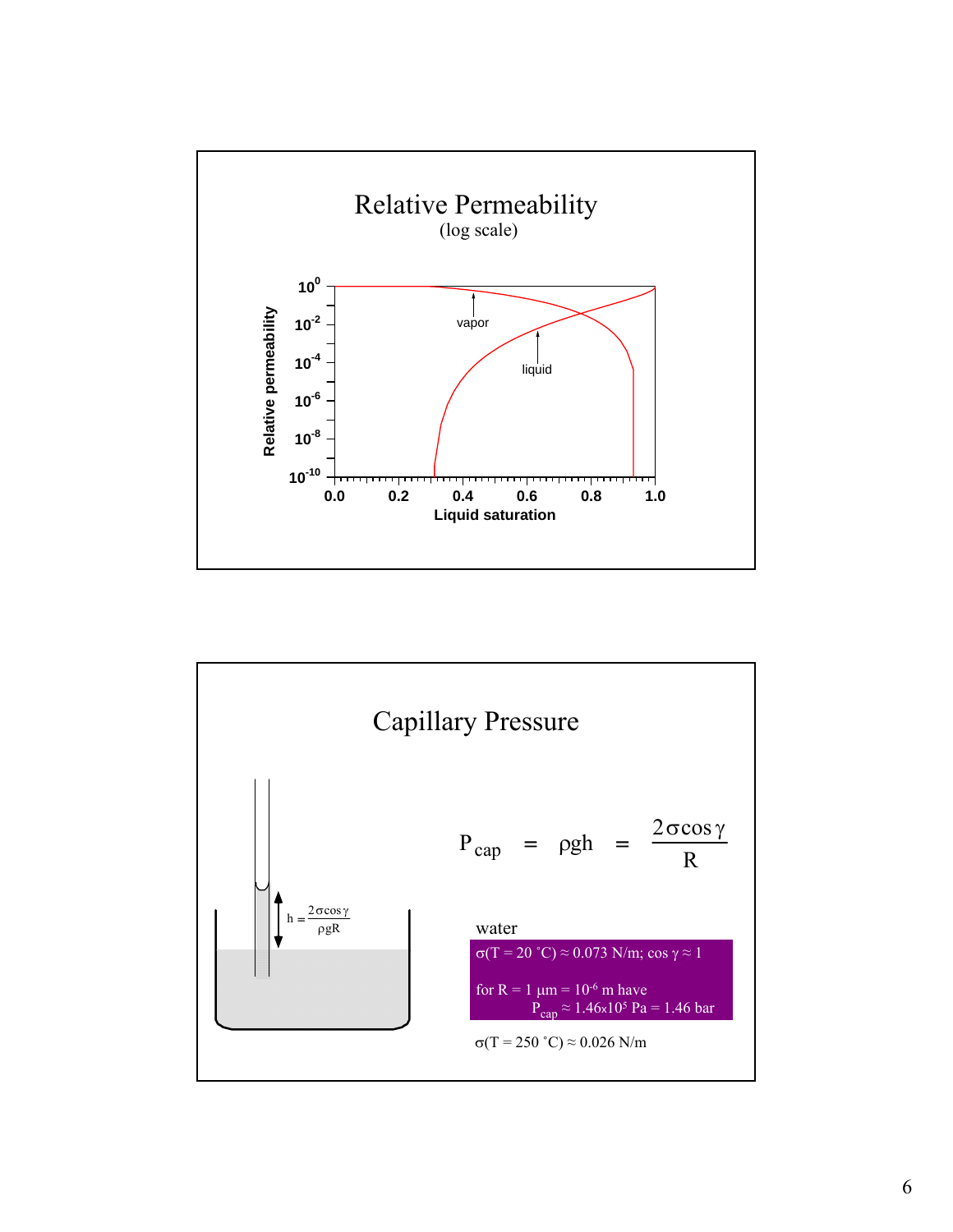## Relative Permeability

(log scale)

Relative permeability (log scale, $10^{-10}$ to $10^{0}$) vs. Liquid saturation (0.0 to 1.0); curves labeled "vapor" and "liquid".

## Capillary Pressure

$h = \frac{2\sigma\cos\gamma}{\rho g R}$

$$P_{cap} = \rho g h = \frac{2\sigma\cos\gamma}{R}$$

water

$\sigma(T = 20\ ^\circ C) \approx 0.073$ N/m; $\cos\gamma \approx 1$

for $R = 1\ \mu m = 10^{-6}$ m have
$P_{cap} \approx 1.46 \times 10^{5}$ Pa = 1.46 bar

$\sigma(T = 250\ ^\circ C) \approx 0.026$ N/m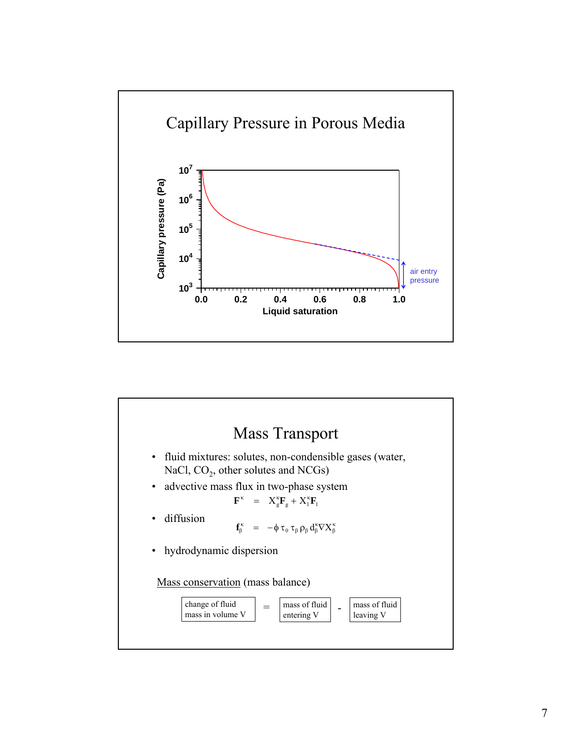## Capillary Pressure in Porous Media

Capillary pressure (Pa)

$10^7$

$10^6$

$10^5$

$10^4$

$10^3$

0.0 0.2 0.4 0.6 0.8 1.0

Liquid saturation

air entry pressure

## Mass Transport

- fluid mixtures: solutes, non-condensible gases (water, NaCl, $CO_2$, other solutes and NCGs)
- advective mass flux in two-phase system

$$\mathbf{F}^{\kappa} = X_g^{\kappa}\mathbf{F}_g + X_l^{\kappa}\mathbf{F}_l$$

- diffusion

$$\mathbf{f}_{\beta}^{\kappa} = -\phi\, \tau_0\, \tau_{\beta}\, \rho_{\beta}\, d_{\beta}^{\kappa} \nabla X_{\beta}^{\kappa}$$

- hydrodynamic dispersion

Mass conservation (mass balance)

| change of fluid mass in volume V | = | mass of fluid entering V | - | mass of fluid leaving V |
| --- | --- | --- | --- | --- |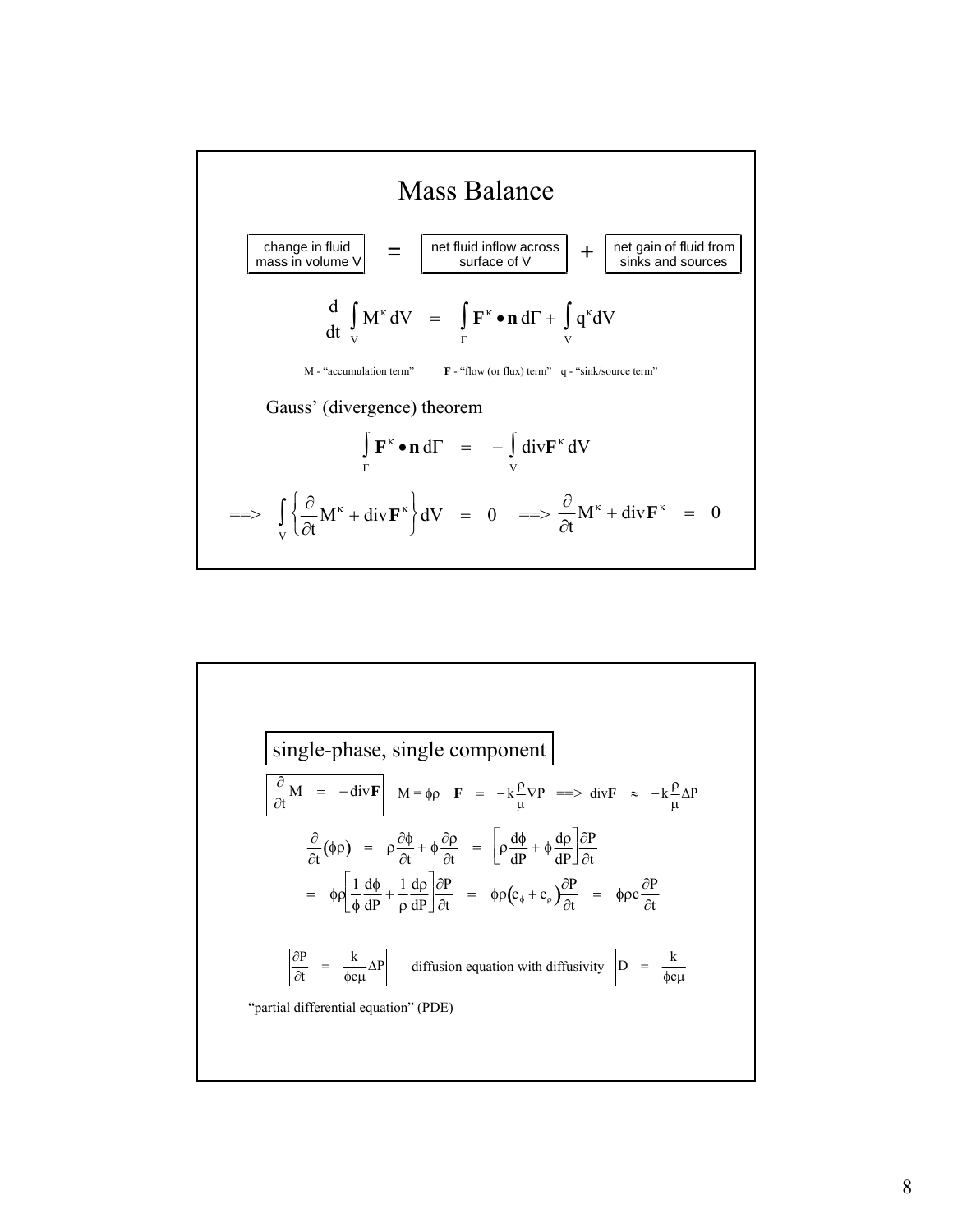# Mass Balance

change in fluid mass in volume V = net fluid inflow across surface of V + net gain of fluid from sinks and sources

$$\frac{d}{dt}\int_V M^\kappa dV = \int_\Gamma \mathbf{F}^\kappa \bullet \mathbf{n}\, d\Gamma + \int_V q^\kappa dV$$

M - "accumulation term" **F** - "flow (or flux) term" q - "sink/source term"

Gauss' (divergence) theorem

$$\int_\Gamma \mathbf{F}^\kappa \bullet \mathbf{n}\, d\Gamma = -\int_V \operatorname{div}\mathbf{F}^\kappa dV$$

$$==> \int_V \left\{\frac{\partial}{\partial t}M^\kappa + \operatorname{div}\mathbf{F}^\kappa\right\} dV = 0 \quad ==> \frac{\partial}{\partial t}M^\kappa + \operatorname{div}\mathbf{F}^\kappa = 0$$

## single-phase, single component

$$\frac{\partial}{\partial t}M = -\operatorname{div}\mathbf{F} \qquad M = \phi\rho \quad \mathbf{F} = -k\frac{\rho}{\mu}\nabla P \;==>\; \operatorname{div}\mathbf{F} \approx -k\frac{\rho}{\mu}\Delta P$$

$$\frac{\partial}{\partial t}(\phi\rho) = \rho\frac{\partial\phi}{\partial t} + \phi\frac{\partial\rho}{\partial t} = \left[\rho\frac{d\phi}{dP} + \phi\frac{d\rho}{dP}\right]\frac{\partial P}{\partial t}$$

$$= \phi\rho\left[\frac{1}{\phi}\frac{d\phi}{dP} + \frac{1}{\rho}\frac{d\rho}{dP}\right]\frac{\partial P}{\partial t} = \phi\rho\left(c_\phi + c_\rho\right)\frac{\partial P}{\partial t} = \phi\rho c\frac{\partial P}{\partial t}$$

$$\frac{\partial P}{\partial t} = \frac{k}{\phi c\mu}\Delta P \qquad \text{diffusion equation with diffusivity} \qquad D = \frac{k}{\phi c\mu}$$

"partial differential equation" (PDE)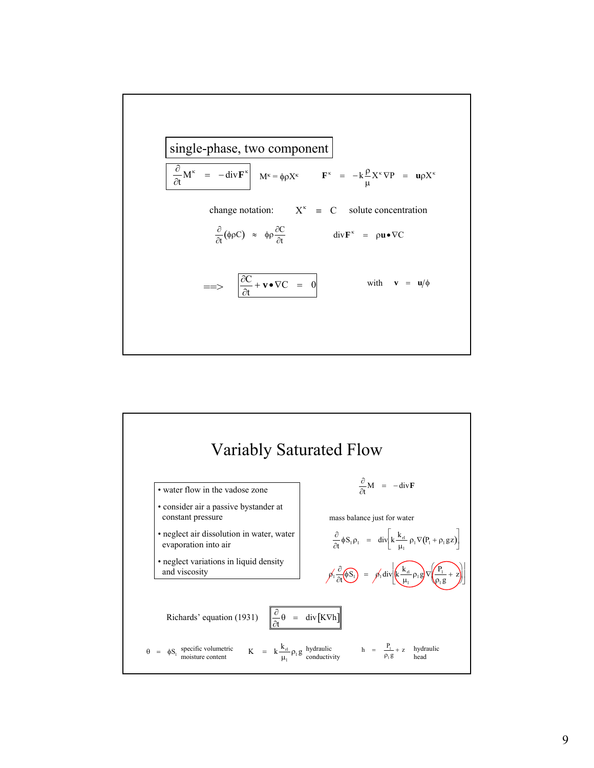## single-phase, two component

$$\frac{\partial}{\partial t} M^{\kappa} = -\mathrm{div}\,\mathbf{F}^{\kappa} \qquad M^{\kappa} = \phi \rho X^{\kappa} \qquad \mathbf{F}^{\kappa} = -k \frac{\rho}{\mu} X^{\kappa} \nabla P = \mathbf{u} \rho X^{\kappa}$$

change notation: $X^{\kappa} \equiv C$ solute concentration

$$\frac{\partial}{\partial t}(\phi \rho C) \approx \phi \rho \frac{\partial C}{\partial t} \qquad \mathrm{div}\,\mathbf{F}^{\kappa} = \rho \mathbf{u} \bullet \nabla C$$

$$\Longrightarrow \quad \frac{\partial C}{\partial t} + \mathbf{v} \bullet \nabla C = 0 \qquad \text{with} \quad \mathbf{v} = \mathbf{u}/\phi$$

# Variably Saturated Flow

- water flow in the vadose zone
- consider air a passive bystander at constant pressure
- neglect air dissolution in water, water evaporation into air
- neglect variations in liquid density and viscosity

$$\frac{\partial}{\partial t} M = -\mathrm{div}\,\mathbf{F}$$

mass balance just for water

$$\frac{\partial}{\partial t} \phi S_l \rho_l = \mathrm{div}\left[k \frac{k_{rl}}{\mu_l} \rho_l \nabla (P_l + \rho_l g z)\right]$$

$$\rho_l \frac{\partial}{\partial t} (\phi S_l) = \rho_l \,\mathrm{div}\left[\left(k \frac{k_{rl}}{\mu_l} \rho_l g\right) \nabla \left(\frac{P_l}{\rho_l g} + z\right)\right]$$

Richards' equation (1931)

$$\frac{\partial}{\partial t} \theta = \mathrm{div}[K \nabla h]$$

$\theta = \phi S_l$ specific volumetric moisture content $\qquad K = k \frac{k_{rl}}{\mu_l} \rho_l g$ hydraulic conductivity $\qquad h = \frac{P_l}{\rho_l g} + z$ hydraulic head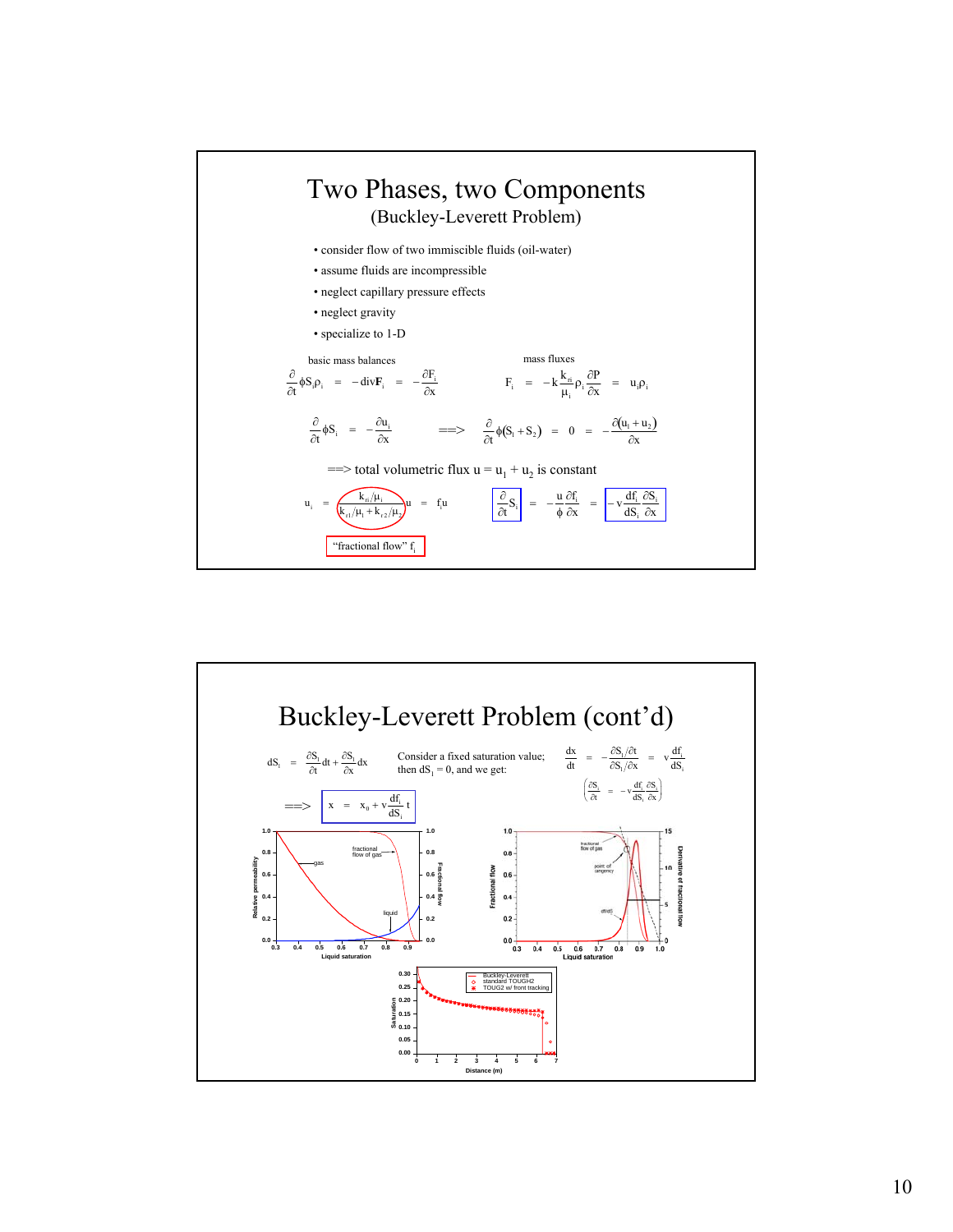# Two Phases, two Components

## (Buckley-Leverett Problem)

- consider flow of two immiscible fluids (oil-water)
- assume fluids are incompressible
- neglect capillary pressure effects
- neglect gravity
- specialize to 1-D

basic mass balances

$$\frac{\partial}{\partial t}\phi S_i \rho_i = -\operatorname{div}\mathbf{F}_i = -\frac{\partial F_i}{\partial x}$$

mass fluxes

$$F_i = -k\frac{k_{ri}}{\mu_i}\rho_i\frac{\partial P}{\partial x} = u_i \rho_i$$

$$\frac{\partial}{\partial t}\phi S_i = -\frac{\partial u_i}{\partial x} \quad ==> \quad \frac{\partial}{\partial t}\phi(S_1 + S_2) = 0 = -\frac{\partial(u_1 + u_2)}{\partial x}$$

==> total volumetric flux $u = u_1 + u_2$ is constant

$$u_i = \frac{k_{ri}/\mu_i}{k_{r1}/\mu_1 + k_{r2}/\mu_2} u = f_i u \qquad \frac{\partial}{\partial t}S_i = -\frac{u}{\phi}\frac{\partial f_i}{\partial x} = -v\frac{df_i}{dS_i}\frac{\partial S_i}{\partial x}$$

"fractional flow" $f_i$

# Buckley-Leverett Problem (cont'd)

$$dS_i = \frac{\partial S_i}{\partial t}dt + \frac{\partial S_i}{\partial x}dx$$

Consider a fixed saturation value; then $dS_i = 0$, and we get:

$$\frac{dx}{dt} = -\frac{\partial S_i/\partial t}{\partial S_i/\partial x} = v\frac{df_i}{dS_i}$$

$$\left(\frac{\partial S_i}{\partial t} = -v\frac{df_i}{dS_i}\frac{\partial S_i}{\partial x}\right)$$

$$==> \quad x = x_0 + v\frac{df_i}{dS_i}t$$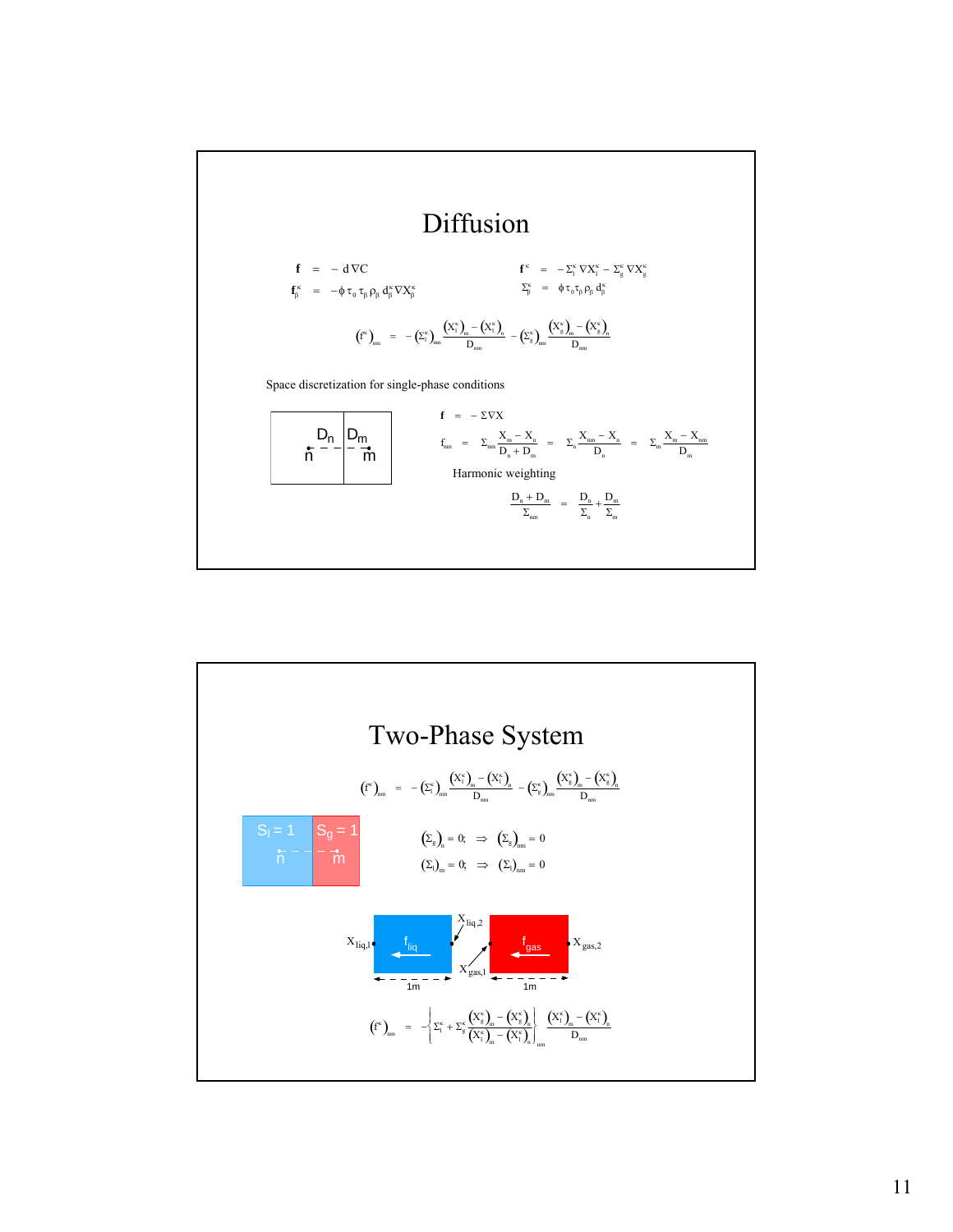# Diffusion

$$\mathbf{f} = -d\nabla C$$

$$\mathbf{f}_\beta^\kappa = -\phi\,\tau_0\,\tau_\beta\,\rho_\beta\,d_\beta^\kappa \nabla X_\beta^\kappa$$

$$\mathbf{f}^\kappa = -\Sigma_l^\kappa \nabla X_l^\kappa - \Sigma_g^\kappa \nabla X_g^\kappa$$

$$\Sigma_\beta^\kappa = \phi\,\tau_0\,\tau_\beta\,\rho_\beta\,d_\beta^\kappa$$

$$\left(f^\kappa\right)_{nm} = -\left(\Sigma_l^\kappa\right)_{nm} \frac{\left(X_l^\kappa\right)_m - \left(X_l^\kappa\right)_n}{D_{nm}} - \left(\Sigma_g^\kappa\right)_{nm} \frac{\left(X_g^\kappa\right)_m - \left(X_g^\kappa\right)_n}{D_{nm}}$$

Space discretization for single-phase conditions

$D_n$ | $D_m$ ; n – – – m

$$\mathbf{f} = -\Sigma\nabla X$$

$$f_{nm} = \Sigma_{nm} \frac{X_m - X_n}{D_n + D_m} = \Sigma_n \frac{X_{nm} - X_n}{D_n} = \Sigma_m \frac{X_m - X_{nm}}{D_m}$$

Harmonic weighting

$$\frac{D_n + D_m}{\Sigma_{nm}} = \frac{D_n}{\Sigma_n} + \frac{D_m}{\Sigma_m}$$

# Two-Phase System

$$\left(f^\kappa\right)_{nm} = -\left(\Sigma_l^\kappa\right)_{nm} \frac{\left(X_l^\kappa\right)_m - \left(X_l^\kappa\right)_n}{D_{nm}} - \left(\Sigma_g^\kappa\right)_{nm} \frac{\left(X_g^\kappa\right)_m - \left(X_g^\kappa\right)_n}{D_{nm}}$$

$S_l = 1$ | $S_g = 1$ ; n – – – – m

$$\left(\Sigma_g\right)_n = 0; \quad \Rightarrow \quad \left(\Sigma_g\right)_{nm} = 0$$

$$\left(\Sigma_l\right)_m = 0; \quad \Rightarrow \quad \left(\Sigma_l\right)_{nm} = 0$$

$X_{liq,1}$, $f_{liq}$, $X_{liq,2}$, $X_{gas,1}$, $f_{gas}$, $X_{gas,2}$; 1m, 1m

$$\left(f^\kappa\right)_{nm} = -\left\{\Sigma_l^\kappa + \Sigma_g^\kappa \frac{\left(X_g^\kappa\right)_m - \left(X_g^\kappa\right)_n}{\left(X_l^\kappa\right)_m - \left(X_l^\kappa\right)_n}\right\}_{nm} \frac{\left(X_l^\kappa\right)_m - \left(X_l^\kappa\right)_n}{D_{nm}}$$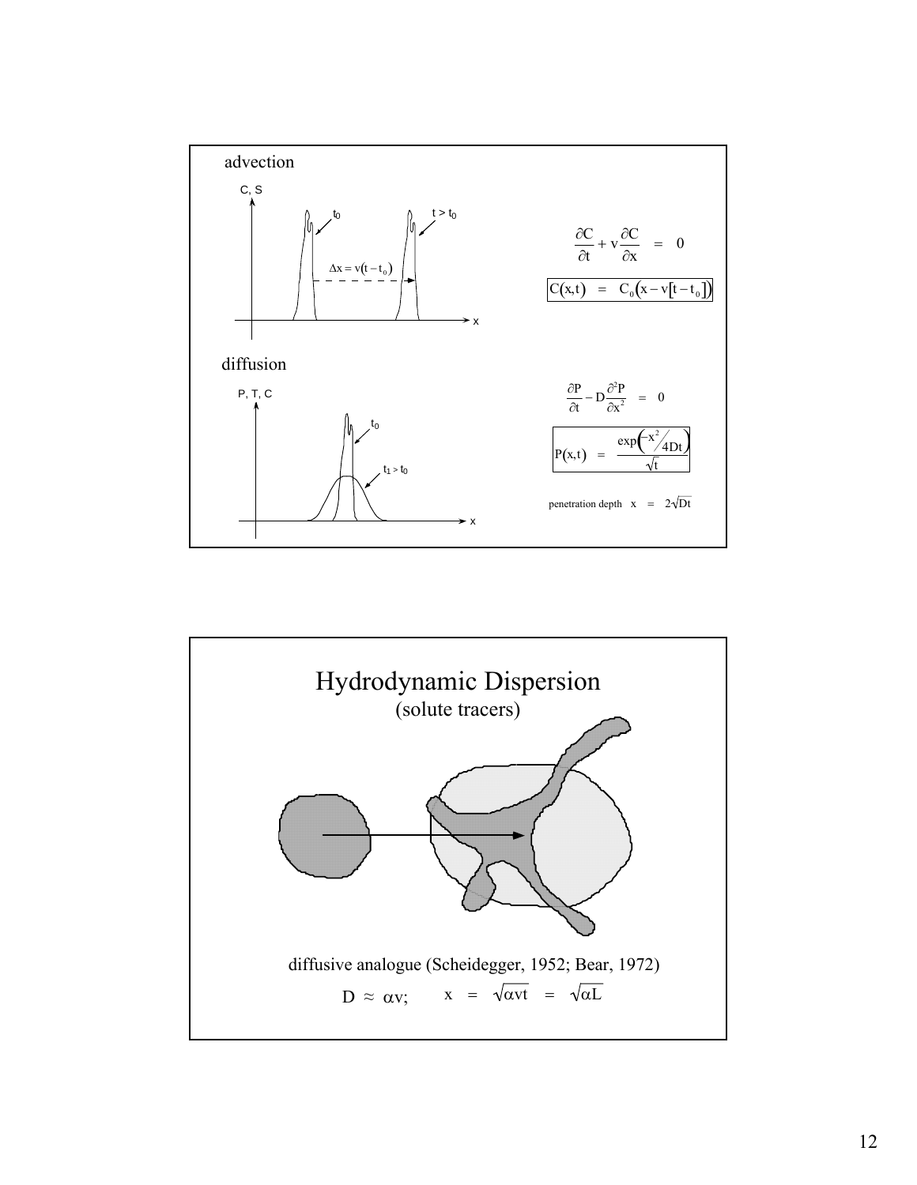## advection

C, S

$t_0$ &nbsp;&nbsp;&nbsp; $t > t_0$

$\Delta x = v(t - t_0)$

x

$$\frac{\partial C}{\partial t} + v\frac{\partial C}{\partial x} = 0$$

$$C(x,t) = C_0\left(x - v[t - t_0]\right)$$

## diffusion

P, T, C

$t_0$ &nbsp;&nbsp;&nbsp; $t_1 > t_0$

x

$$\frac{\partial P}{\partial t} - D\frac{\partial^2 P}{\partial x^2} = 0$$

$$P(x,t) = \frac{\exp\left(-x^2 / 4Dt\right)}{\sqrt{t}}$$

penetration depth $x = 2\sqrt{Dt}$

---

# Hydrodynamic Dispersion

(solute tracers)

diffusive analogue (Scheidegger, 1952; Bear, 1972)

$$D \approx \alpha v; \qquad x = \sqrt{\alpha v t} = \sqrt{\alpha L}$$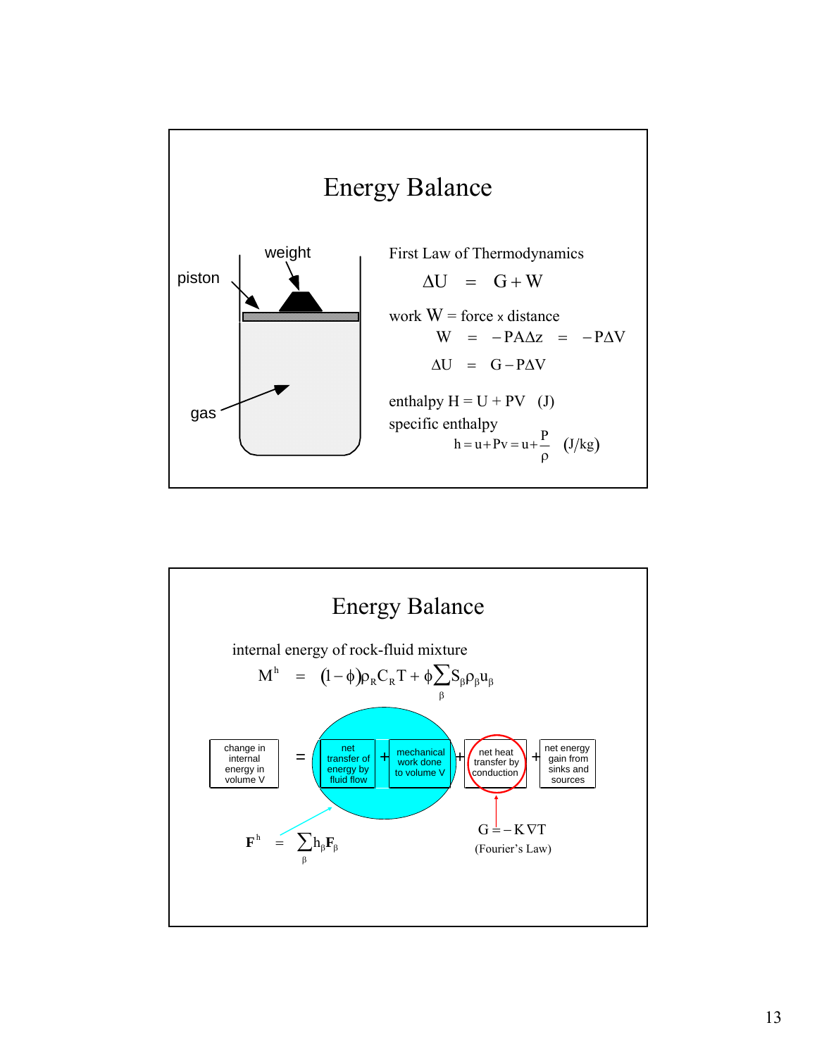# Energy Balance

piston

weight

gas

First Law of Thermodynamics

$$\Delta U = G + W$$

work W = force x distance

$$W = -PA\Delta z = -P\Delta V$$

$$\Delta U = G - P\Delta V$$

enthalpy $H = U + PV$ (J)

specific enthalpy

$$h = u + Pv = u + \frac{P}{\rho} \quad \text{(J/kg)}$$

# Energy Balance

internal energy of rock-fluid mixture

$$M^h = (1-\phi)\rho_R C_R T + \phi \sum_\beta S_\beta \rho_\beta u_\beta$$

change in internal energy in volume V = net transfer of energy by fluid flow + mechanical work done to volume V + net heat transfer by conduction + net energy gain from sinks and sources

$$\mathbf{F}^h = \sum_\beta h_\beta \mathbf{F}_\beta$$

$$G = -K\nabla T$$

(Fourier's Law)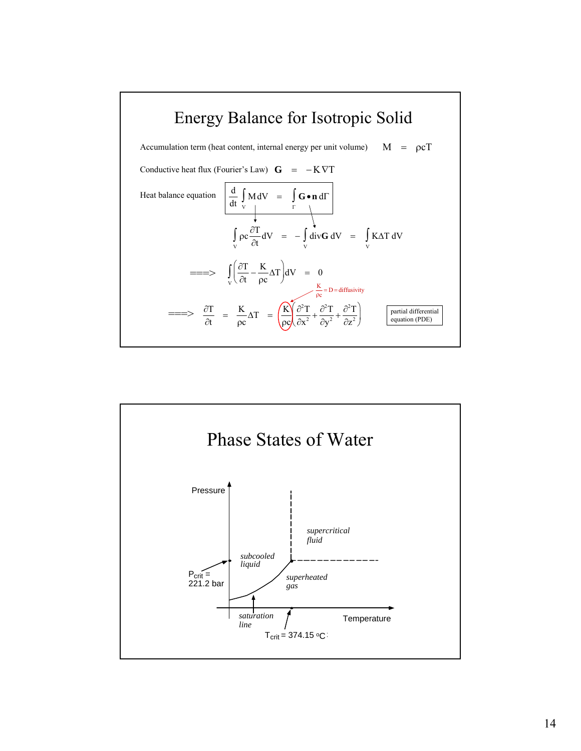# Energy Balance for Isotropic Solid

Accumulation term (heat content, internal energy per unit volume) $M = \rho c T$

Conductive heat flux (Fourier's Law) $\mathbf{G} = -K\nabla T$

Heat balance equation

$$\frac{d}{dt}\int_V M\,dV = \int_\Gamma \mathbf{G}\bullet\mathbf{n}\,d\Gamma$$

$$\int_V \rho c\frac{\partial T}{\partial t}dV = -\int_V \mathrm{div}\mathbf{G}\,dV = \int_V K\Delta T\,dV$$

$$\Longrightarrow \int_V\left(\frac{\partial T}{\partial t} - \frac{K}{\rho c}\Delta T\right)dV = 0$$

$\frac{K}{\rho c} = D = \text{diffusivity}$

$$\Longrightarrow \frac{\partial T}{\partial t} = \frac{K}{\rho c}\Delta T = \frac{K}{\rho c}\left(\frac{\partial^2 T}{\partial x^2} + \frac{\partial^2 T}{\partial y^2} + \frac{\partial^2 T}{\partial z^2}\right)$$

partial differential equation (PDE)

# Phase States of Water

Pressure

*supercritical fluid*

*subcooled liquid*

$P_{crit}$ = 221.2 bar

*superheated gas*

*saturation line*

$T_{crit}$ = 374.15 °C

Temperature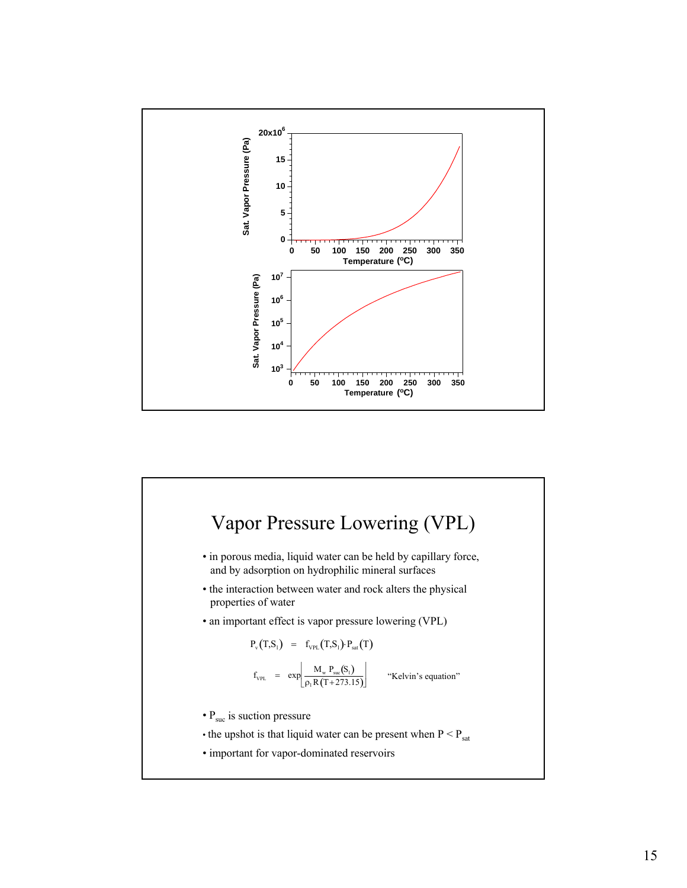# Vapor Pressure Lowering (VPL)

- in porous media, liquid water can be held by capillary force, and by adsorption on hydrophilic mineral surfaces
- the interaction between water and rock alters the physical properties of water
- an important effect is vapor pressure lowering (VPL)

$$P_v(T,S_l) = f_{VPL}(T,S_l) \cdot P_{sat}(T)$$

$$f_{VPL} = \exp\left[\frac{M_w \, P_{suc}(S_l)}{\rho_l \, R(T+273.15)}\right] \qquad \text{“Kelvin's equation”}$$

- $P_{suc}$ is suction pressure
- the upshot is that liquid water can be present when $P < P_{sat}$
- important for vapor-dominated reservoirs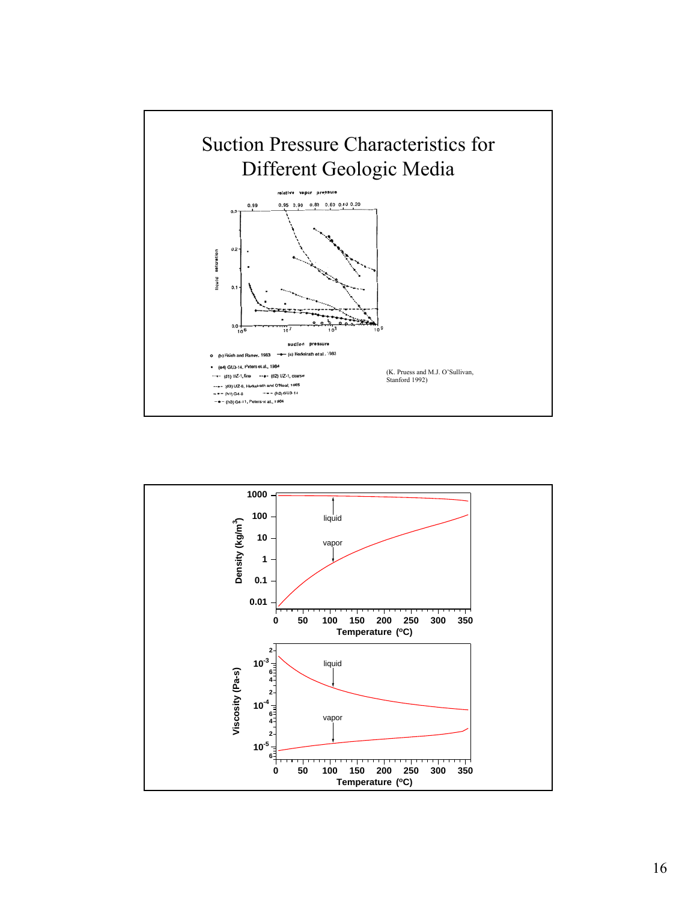# Suction Pressure Characteristics for Different Geologic Media

(K. Pruess and M.J. O'Sullivan, Stanford 1992)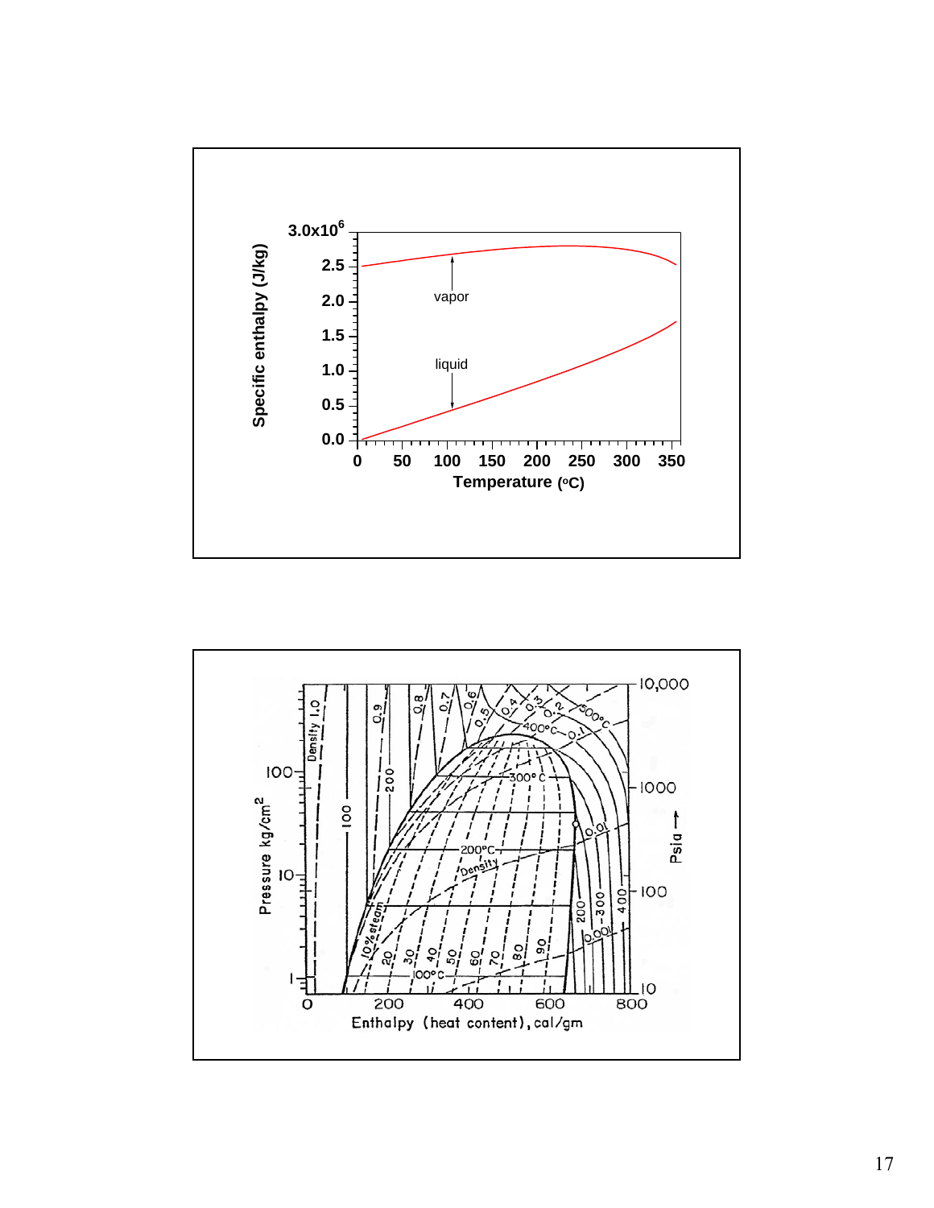Specific enthalpy (J/kg)

3.0x10[6]

2.5

2.0

1.5

1.0

0.5

0.0

vapor

liquid

0 50 100 150 200 250 300 350

Temperature (°C)

Pressure kg/cm$^2$

Psia →

Enthalpy (heat content), cal/gm

0 200 400 600 800

1 10 100

10 100 1000 10,000

Density 1.0 0.9 0.8 0.7 0.6 0.5 0.4 0.3 0.2 0.1 0.01 0.001

100 200 200 300 400

100°C 200°C 300°C 400°C 500°C

10% steam 20 30 40 50 60 70 80 90

Density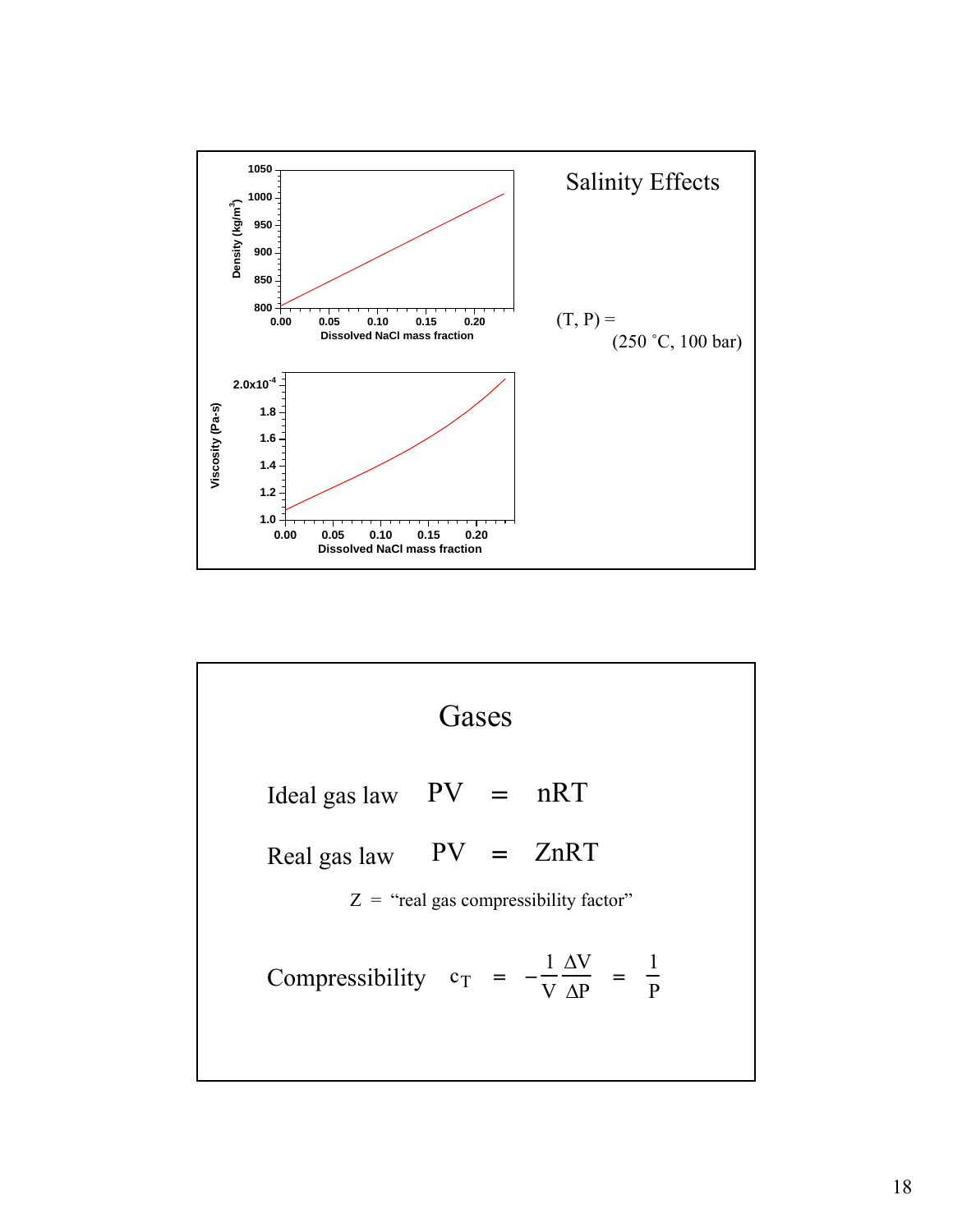## Salinity Effects

(T, P) = (250 ˚C, 100 bar)

Density (kg/m$^3$) vs. Dissolved NaCl mass fraction

Viscosity (Pa-s) vs. Dissolved NaCl mass fraction

## Gases

Ideal gas law $PV = nRT$

Real gas law $PV = ZnRT$

Z = "real gas compressibility factor"

Compressibility $c_T = -\frac{1}{V}\frac{\Delta V}{\Delta P} = \frac{1}{P}$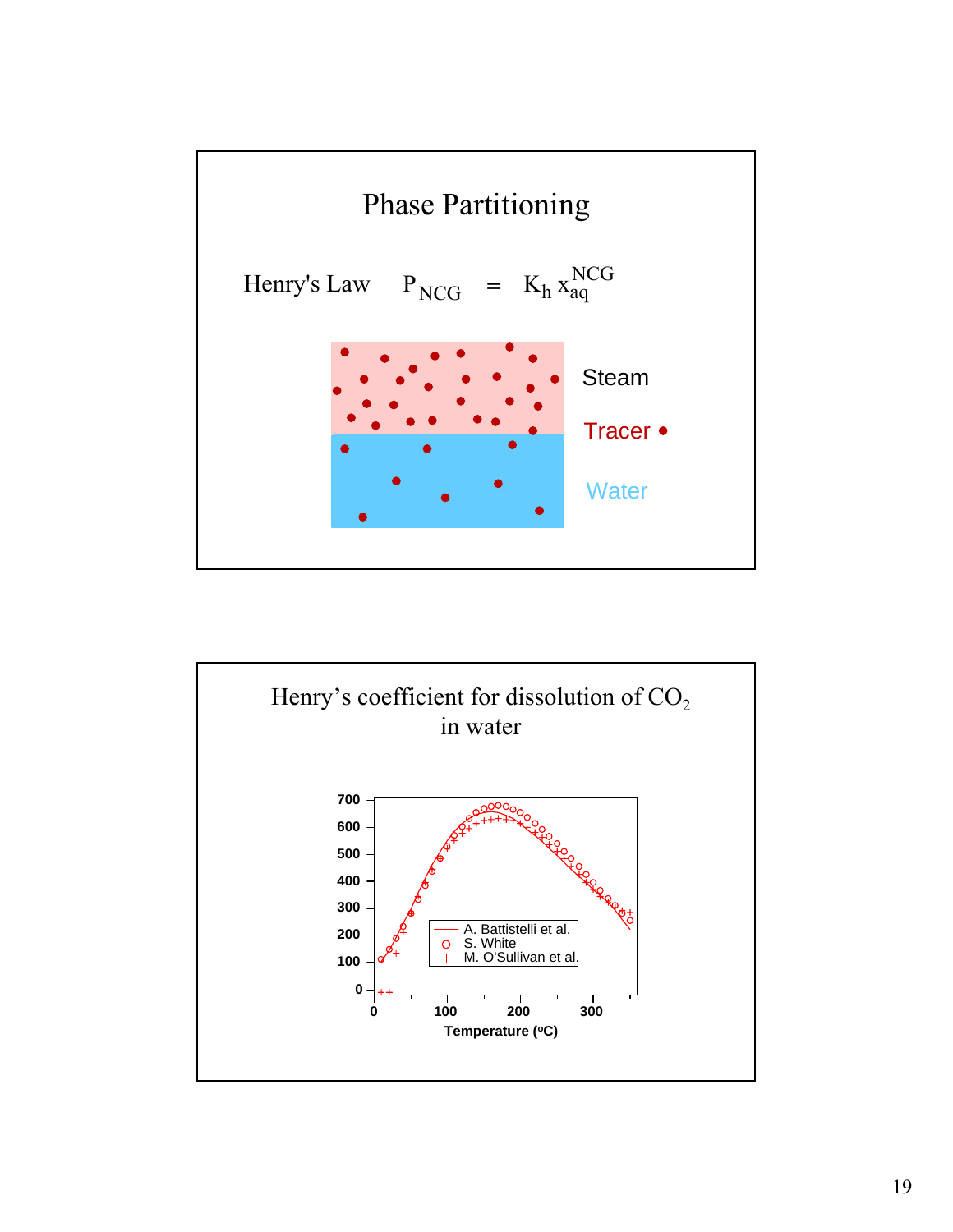## Phase Partitioning

Henry's Law $P_{NCG} = K_h \, x_{aq}^{NCG}$

Steam

Tracer •

Water

## Henry's coefficient for dissolution of $CO_2$ in water

A. Battistelli et al.

S. White

M. O'Sullivan et al.

Temperature (°C)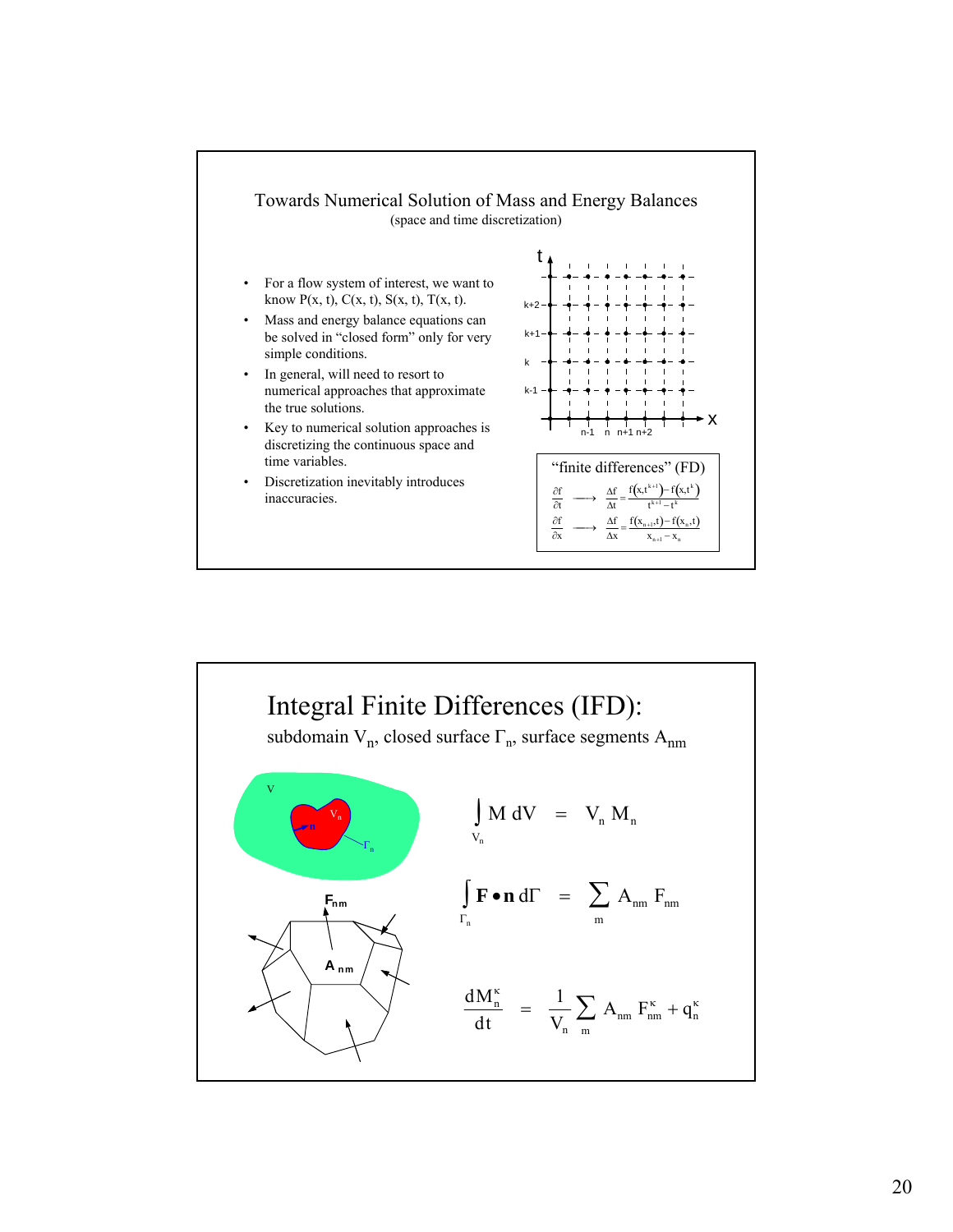## Towards Numerical Solution of Mass and Energy Balances

(space and time discretization)

- For a flow system of interest, we want to know P(x, t), C(x, t), S(x, t), T(x, t).
- Mass and energy balance equations can be solved in "closed form" only for very simple conditions.
- In general, will need to resort to numerical approaches that approximate the true solutions.
- Key to numerical solution approaches is discretizing the continuous space and time variables.
- Discretization inevitably introduces inaccuracies.

"finite differences" (FD)

$$\frac{\partial f}{\partial t} \longrightarrow \frac{\Delta f}{\Delta t} = \frac{f(x,t^{k+1}) - f(x,t^k)}{t^{k+1} - t^k}$$

$$\frac{\partial f}{\partial x} \longrightarrow \frac{\Delta f}{\Delta x} = \frac{f(x_{n+1},t) - f(x_n,t)}{x_{n+1} - x_n}$$

## Integral Finite Differences (IFD):

subdomain $V_n$, closed surface $\Gamma_n$, surface segments $A_{nm}$

$$\int_{V_n} M \, dV = V_n M_n$$

$$\int_{\Gamma_n} \mathbf{F} \bullet \mathbf{n} \, d\Gamma = \sum_m A_{nm} F_{nm}$$

$$\frac{dM_n^\kappa}{dt} = \frac{1}{V_n} \sum_m A_{nm} F_{nm}^\kappa + q_n^\kappa$$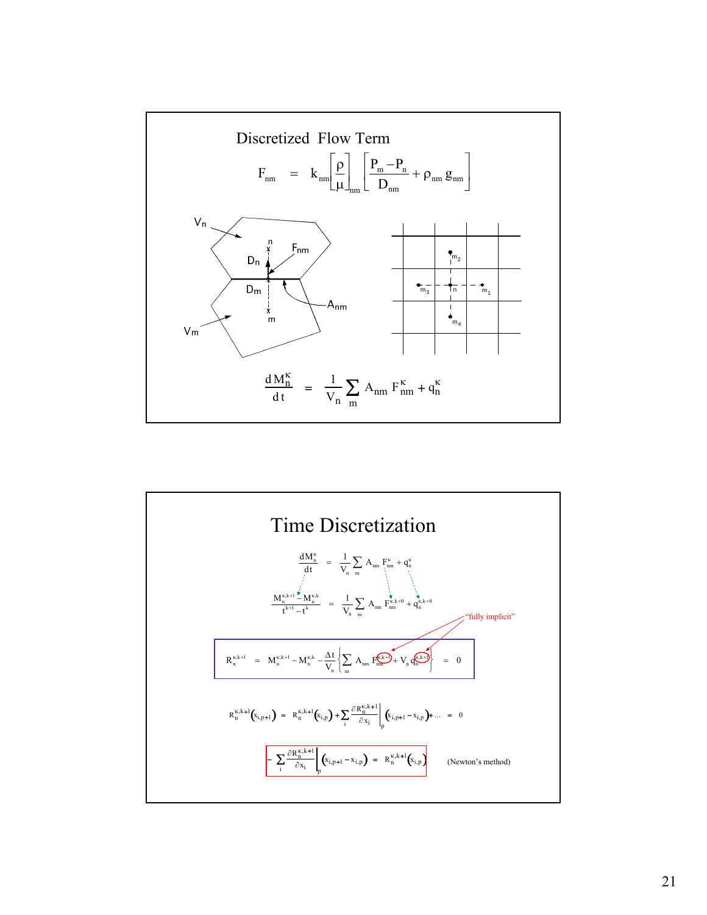## Discretized Flow Term

$$F_{nm} = k_{nm}\left[\frac{\rho}{\mu}\right]_{nm}\left[\frac{P_m - P_n}{D_{nm}} + \rho_{nm}\, g_{nm}\right]$$

$V_n$, $n$, $F_{nm}$, $D_n$, $D_m$, $A_{nm}$, $m$, $V_m$

$m_2$, $m_3$, $n$, $m_1$, $m_4$

$$\frac{dM_n^{\kappa}}{dt} = \frac{1}{V_n}\sum_m A_{nm}\, F_{nm}^{\kappa} + q_n^{\kappa}$$

## Time Discretization

$$\frac{dM_n^{\kappa}}{dt} = \frac{1}{V_n}\sum_m A_{nm}\, F_{nm}^{\kappa} + q_n^{\kappa}$$

$$\frac{M_n^{\kappa,k+1} - M_n^{\kappa,k}}{t^{k+1} - t^{k}} = \frac{1}{V_n}\sum_m A_{nm}\, F_{nm}^{\kappa,k+\theta} + q_n^{\kappa,k+\theta}$$

"fully implicit"

$$R_n^{\kappa,k+1} = M_n^{\kappa,k+1} - M_n^{\kappa,k} - \frac{\Delta t}{V_n}\left\{\sum_m A_{nm}\, F_{nm}^{\kappa,k+1} + V_n\, q_n^{\kappa,k+1}\right\} = 0$$

$$R_n^{\kappa,k+1}(x_{i,p+1}) = R_n^{\kappa,k+1}(x_{i,p}) + \sum_i \left.\frac{\partial R_n^{\kappa,k+1}}{\partial x_i}\right|_p (x_{i,p+1} - x_{i,p}) + \ldots = 0$$

$$-\sum_i \left.\frac{\partial R_n^{\kappa,k+1}}{\partial x_i}\right|_p (x_{i,p+1} - x_{i,p}) = R_n^{\kappa,k+1}(x_{i,p})$$

(Newton's method)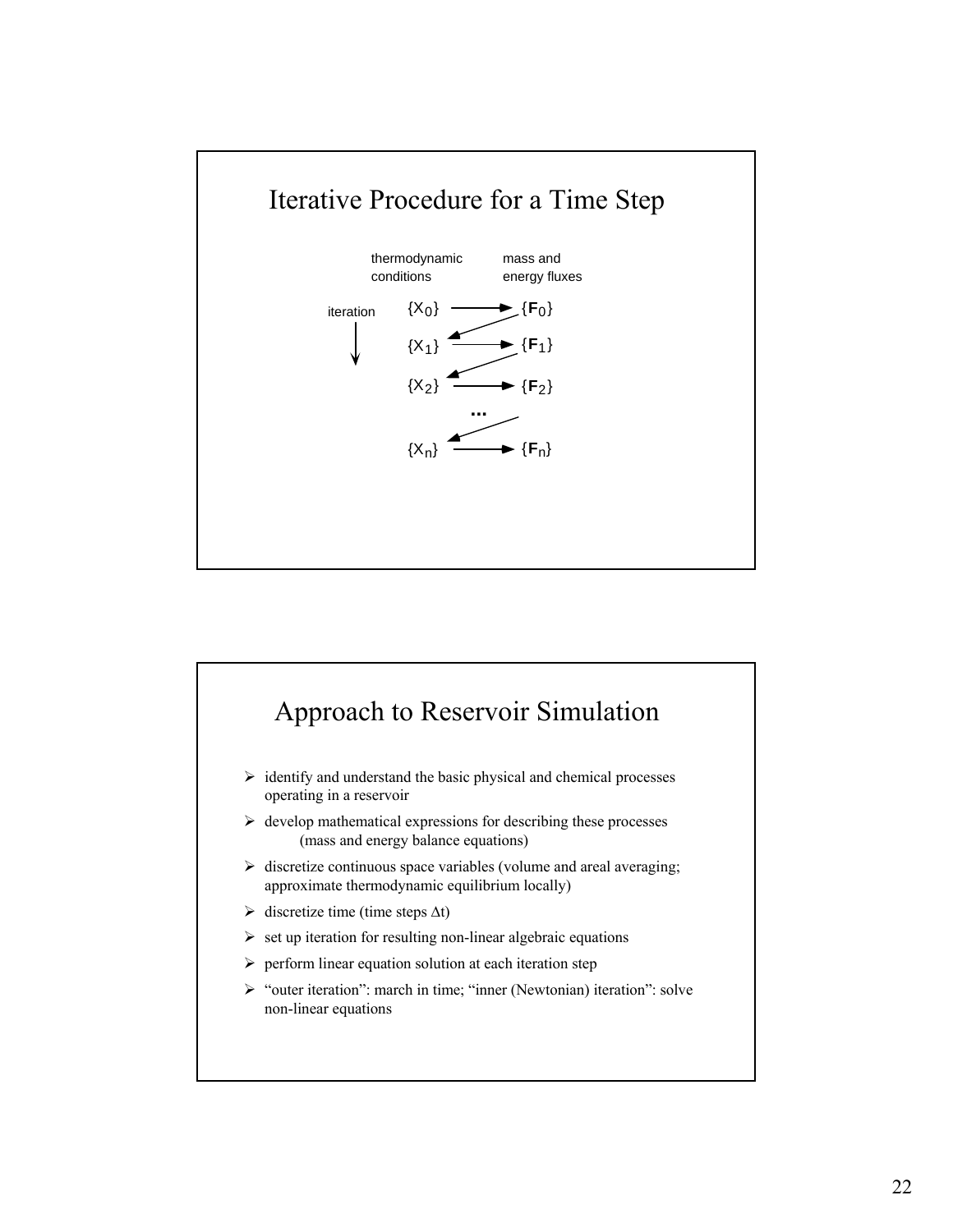## Iterative Procedure for a Time Step

| iteration | thermodynamic conditions | | mass and energy fluxes |
|---|---|---|---|
| ↓ | $\{X_0\}$ | → | $\{F_0\}$ |
| | $\{X_1\}$ | → | $\{F_1\}$ |
| | $\{X_2\}$ | → | $\{F_2\}$ |
| | | ... | |
| | $\{X_n\}$ | → | $\{F_n\}$ |

## Approach to Reservoir Simulation

- identify and understand the basic physical and chemical processes operating in a reservoir
- develop mathematical expressions for describing these processes (mass and energy balance equations)
- discretize continuous space variables (volume and areal averaging; approximate thermodynamic equilibrium locally)
- discretize time (time steps $\Delta t$)
- set up iteration for resulting non-linear algebraic equations
- perform linear equation solution at each iteration step
- "outer iteration": march in time; "inner (Newtonian) iteration": solve non-linear equations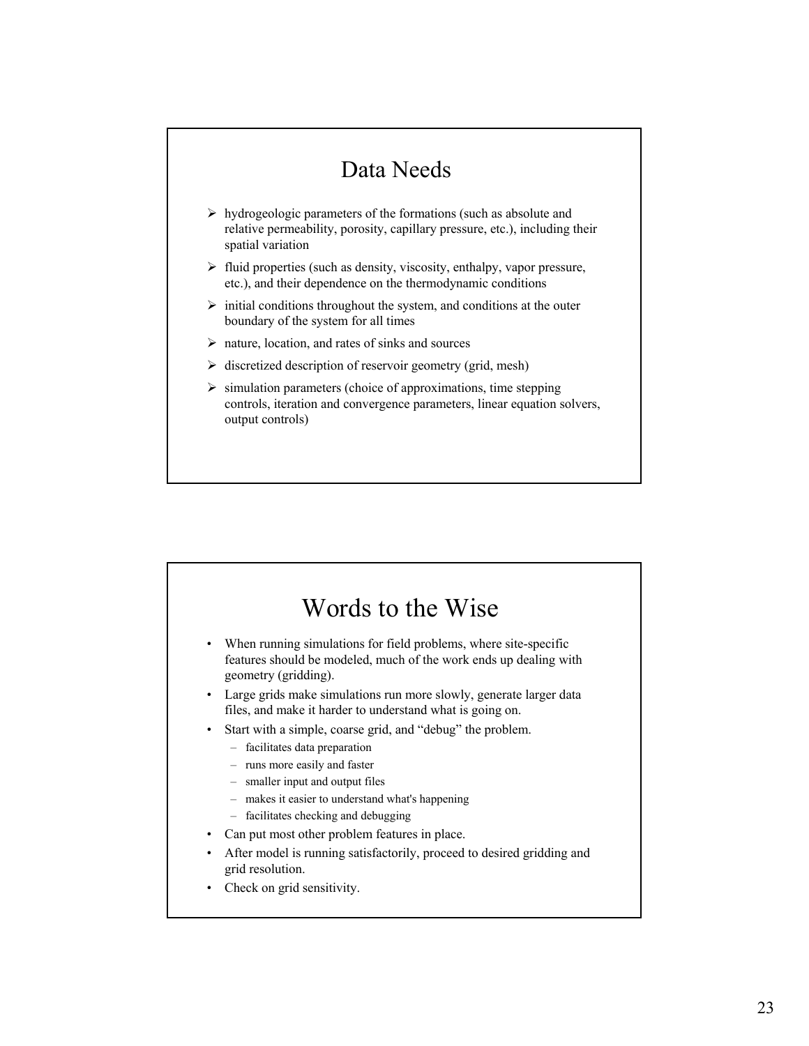## Data Needs

- hydrogeologic parameters of the formations (such as absolute and relative permeability, porosity, capillary pressure, etc.), including their spatial variation
- fluid properties (such as density, viscosity, enthalpy, vapor pressure, etc.), and their dependence on the thermodynamic conditions
- initial conditions throughout the system, and conditions at the outer boundary of the system for all times
- nature, location, and rates of sinks and sources
- discretized description of reservoir geometry (grid, mesh)
- simulation parameters (choice of approximations, time stepping controls, iteration and convergence parameters, linear equation solvers, output controls)

## Words to the Wise

- When running simulations for field problems, where site-specific features should be modeled, much of the work ends up dealing with geometry (gridding).
- Large grids make simulations run more slowly, generate larger data files, and make it harder to understand what is going on.
- Start with a simple, coarse grid, and "debug" the problem.
  - facilitates data preparation
  - runs more easily and faster
  - smaller input and output files
  - makes it easier to understand what's happening
  - facilitates checking and debugging
- Can put most other problem features in place.
- After model is running satisfactorily, proceed to desired gridding and grid resolution.
- Check on grid sensitivity.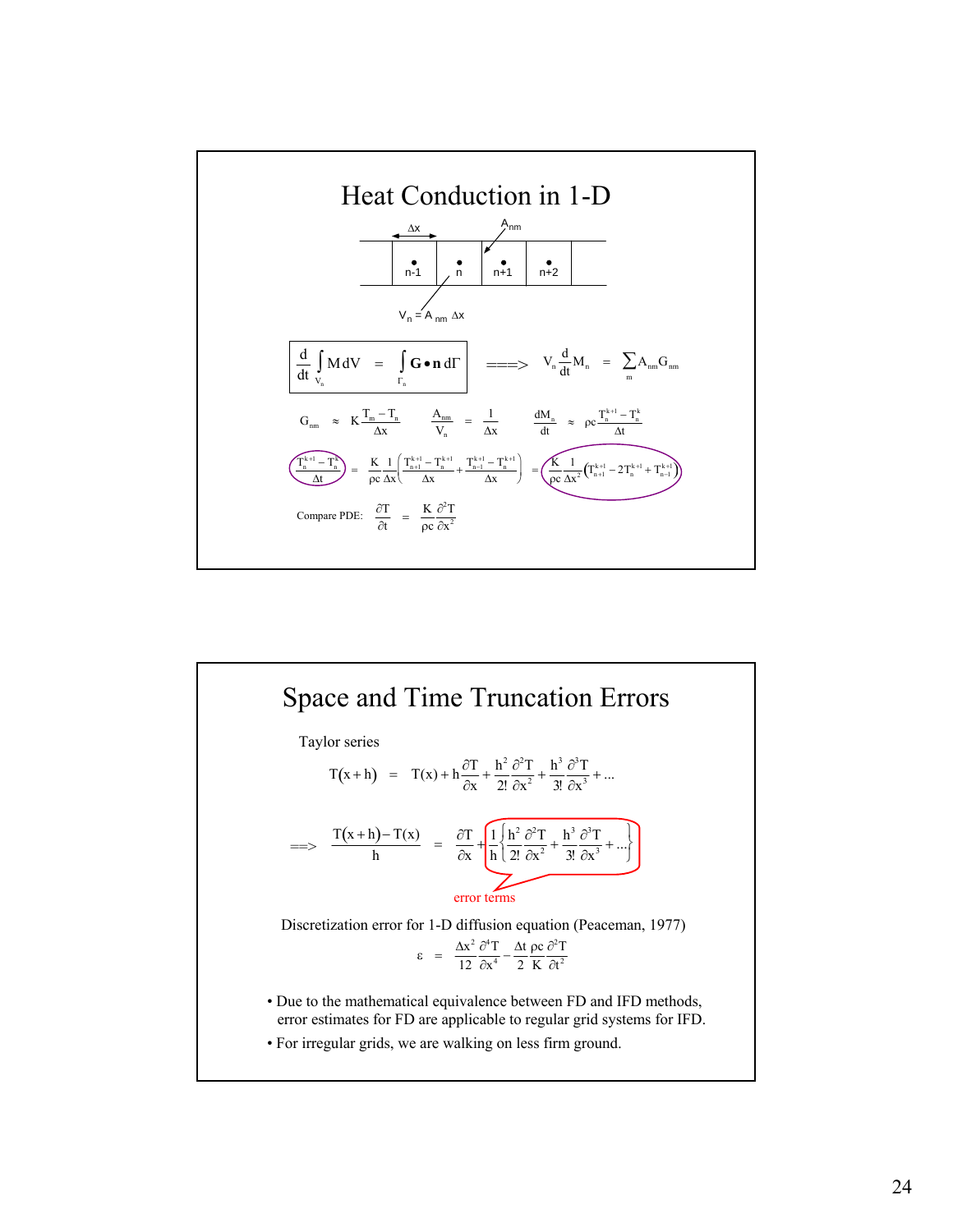# Heat Conduction in 1-D

$\Delta x$ — $A_{nm}$

n-1 &nbsp;&nbsp; n &nbsp;&nbsp; n+1 &nbsp;&nbsp; n+2

$V_n = A_{nm}\,\Delta x$

$$\frac{d}{dt}\int_{V_n} M\,dV = \int_{\Gamma_n} \mathbf{G}\bullet\mathbf{n}\,d\Gamma \quad \Longrightarrow \quad V_n \frac{d}{dt}M_n = \sum_m A_{nm} G_{nm}$$

$$G_{nm} \approx K\frac{T_m - T_n}{\Delta x} \qquad \frac{A_{nm}}{V_n} = \frac{1}{\Delta x} \qquad \frac{dM_n}{dt} \approx \rho c \frac{T_n^{k+1} - T_n^k}{\Delta t}$$

$$\frac{T_n^{k+1} - T_n^k}{\Delta t} = \frac{K}{\rho c}\frac{1}{\Delta x}\left(\frac{T_{n+1}^{k+1} - T_n^{k+1}}{\Delta x} + \frac{T_{n-1}^{k+1} - T_n^{k+1}}{\Delta x}\right) = \frac{K}{\rho c}\frac{1}{\Delta x^2}\left(T_{n+1}^{k+1} - 2T_n^{k+1} + T_{n-1}^{k+1}\right)$$

Compare PDE: $\quad \dfrac{\partial T}{\partial t} = \dfrac{K}{\rho c}\dfrac{\partial^2 T}{\partial x^2}$

# Space and Time Truncation Errors

Taylor series

$$T(x+h) = T(x) + h\frac{\partial T}{\partial x} + \frac{h^2}{2!}\frac{\partial^2 T}{\partial x^2} + \frac{h^3}{3!}\frac{\partial^3 T}{\partial x^3} + \ldots$$

$$\Longrightarrow \quad \frac{T(x+h) - T(x)}{h} = \frac{\partial T}{\partial x} + \frac{1}{h}\left\{\frac{h^2}{2!}\frac{\partial^2 T}{\partial x^2} + \frac{h^3}{3!}\frac{\partial^3 T}{\partial x^3} + \ldots\right\}$$

error terms

Discretization error for 1-D diffusion equation (Peaceman, 1977)

$$\varepsilon = \frac{\Delta x^2}{12}\frac{\partial^4 T}{\partial x^4} - \frac{\Delta t}{2}\frac{\rho c}{K}\frac{\partial^2 T}{\partial t^2}$$

- Due to the mathematical equivalence between FD and IFD methods, error estimates for FD are applicable to regular grid systems for IFD.
- For irregular grids, we are walking on less firm ground.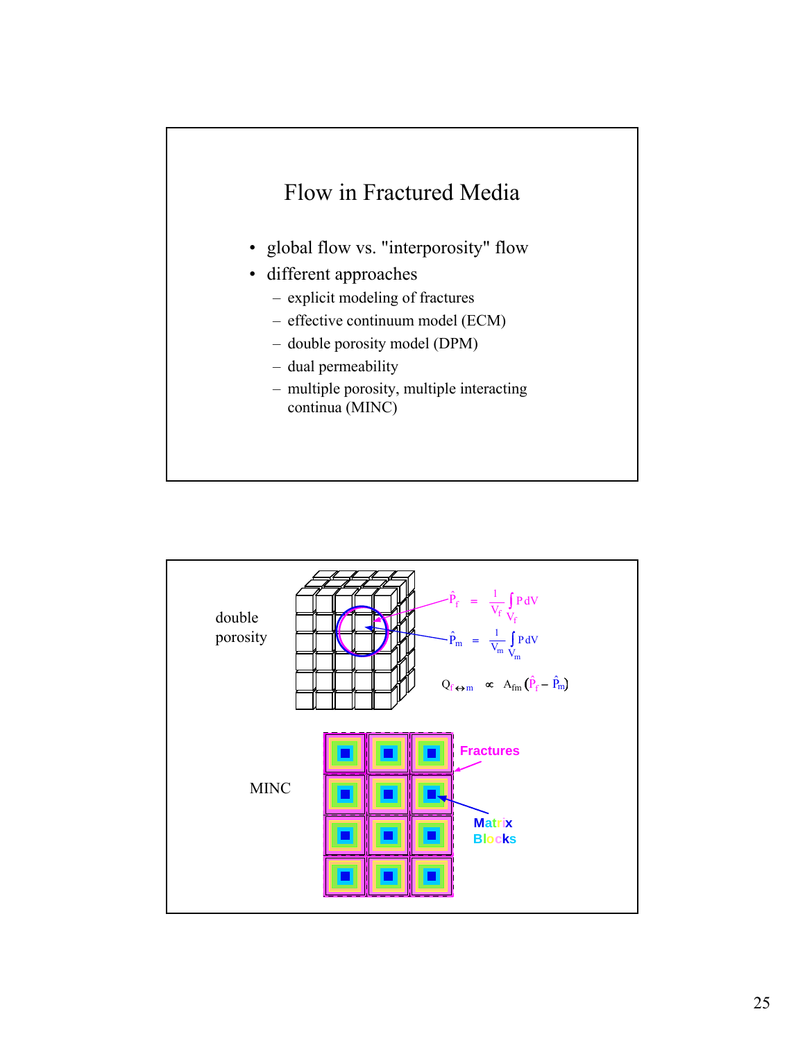# Flow in Fractured Media

- global flow vs. "interporosity" flow
- different approaches
  - explicit modeling of fractures
  - effective continuum model (ECM)
  - double porosity model (DPM)
  - dual permeability
  - multiple porosity, multiple interacting continua (MINC)

---

double porosity

$$\hat{P}_f = \frac{1}{V_f} \int_{V_f} P \, dV$$

$$\hat{P}_m = \frac{1}{V_m} \int_{V_m} P \, dV$$

$$Q_{f \leftrightarrow m} \propto A_{fm} \left( \hat{P}_f - \hat{P}_m \right)$$

MINC

Fractures

Matrix Blocks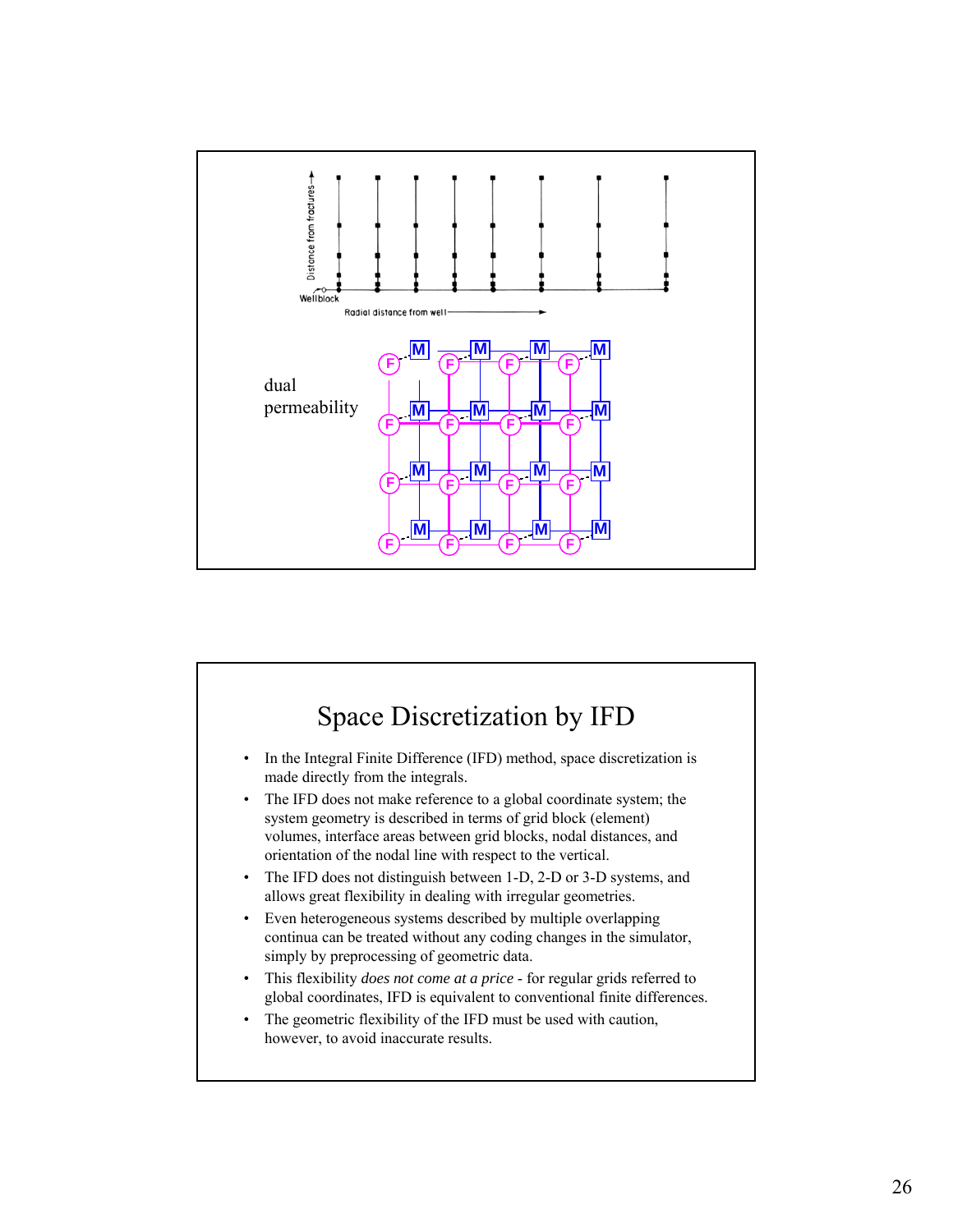dual permeability

# Space Discretization by IFD

- In the Integral Finite Difference (IFD) method, space discretization is made directly from the integrals.
- The IFD does not make reference to a global coordinate system; the system geometry is described in terms of grid block (element) volumes, interface areas between grid blocks, nodal distances, and orientation of the nodal line with respect to the vertical.
- The IFD does not distinguish between 1-D, 2-D or 3-D systems, and allows great flexibility in dealing with irregular geometries.
- Even heterogeneous systems described by multiple overlapping continua can be treated without any coding changes in the simulator, simply by preprocessing of geometric data.
- This flexibility *does not come at a price* - for regular grids referred to global coordinates, IFD is equivalent to conventional finite differences.
- The geometric flexibility of the IFD must be used with caution, however, to avoid inaccurate results.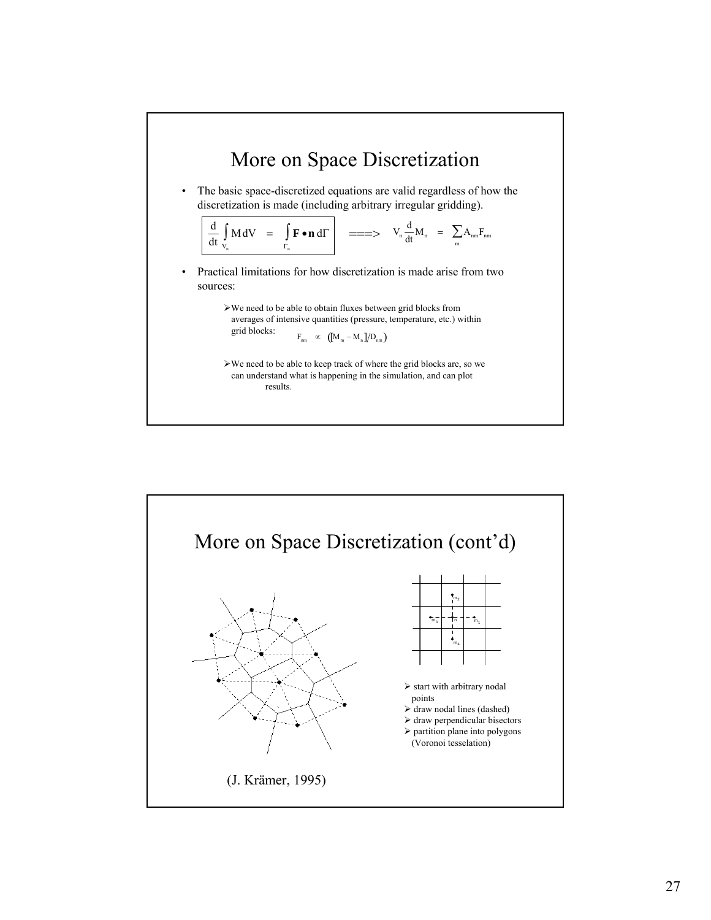## More on Space Discretization

- The basic space-discretized equations are valid regardless of how the discretization is made (including arbitrary irregular gridding).

$$\frac{d}{dt}\int_{V_n} M\,dV = \int_{\Gamma_n} \mathbf{F} \bullet \mathbf{n}\,d\Gamma \quad ===> \quad V_n \frac{d}{dt} M_n = \sum_m A_{nm} F_{nm}$$

- Practical limitations for how discretization is made arise from two sources:
  - We need to be able to obtain fluxes between grid blocks from averages of intensive quantities (pressure, temperature, etc.) within grid blocks: $F_{nm} \propto \left([M_m - M_n]/D_{nm}\right)$
  - We need to be able to keep track of where the grid blocks are, so we can understand what is happening in the simulation, and can plot results.

## More on Space Discretization (cont'd)

- start with arbitrary nodal points
- draw nodal lines (dashed)
- draw perpendicular bisectors
- partition plane into polygons (Voronoi tesselation)

(J. Krämer, 1995)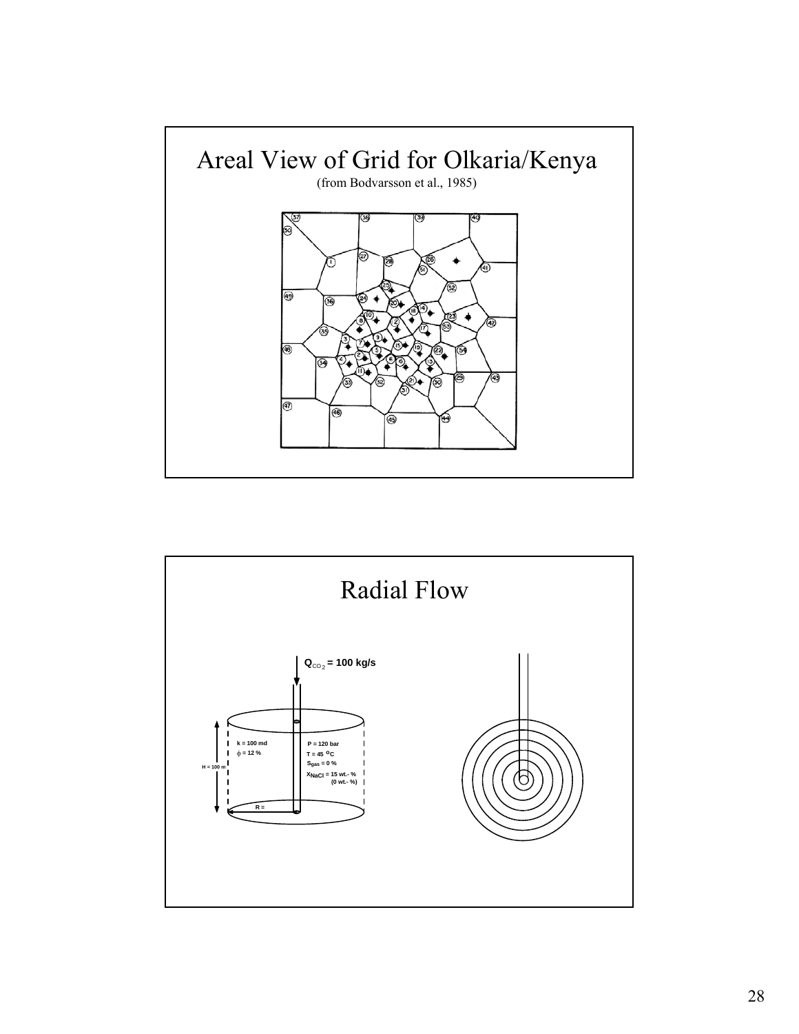# Areal View of Grid for Olkaria/Kenya

(from Bodvarsson et al., 1985)

# Radial Flow

$Q_{CO_2}$ = 100 kg/s

k = 100 md

$\phi$ = 12 %

H = 100 m

R =

P = 120 bar

T = 45 °C

$S_{gas}$ = 0 %

$X_{NaCl}$ = 15 wt.- %
(0 wt.- %)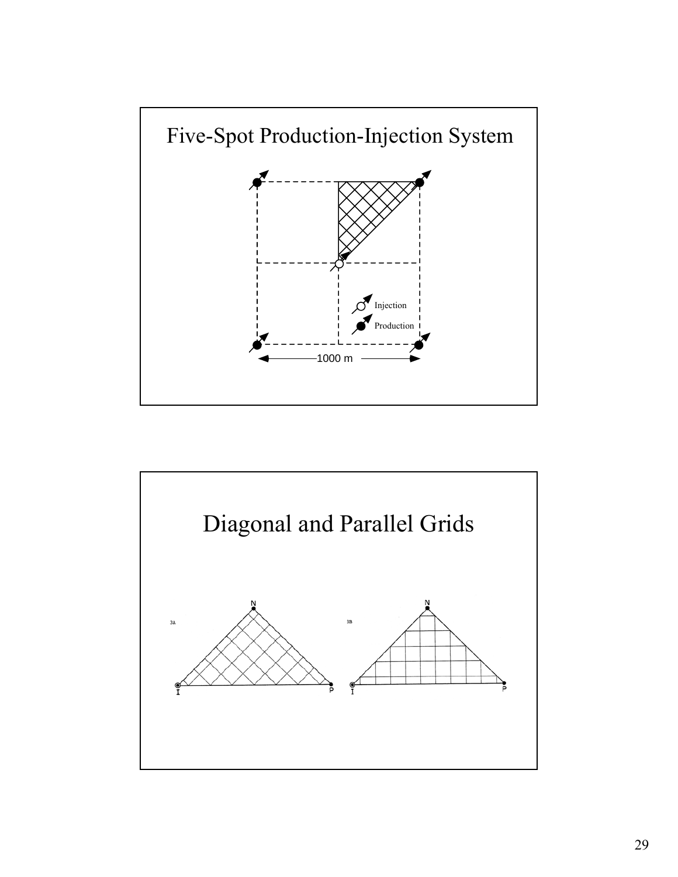# Five-Spot Production-Injection System

Injection

Production

1000 m

# Diagonal and Parallel Grids

3A

N

I

P

3B

N

I

P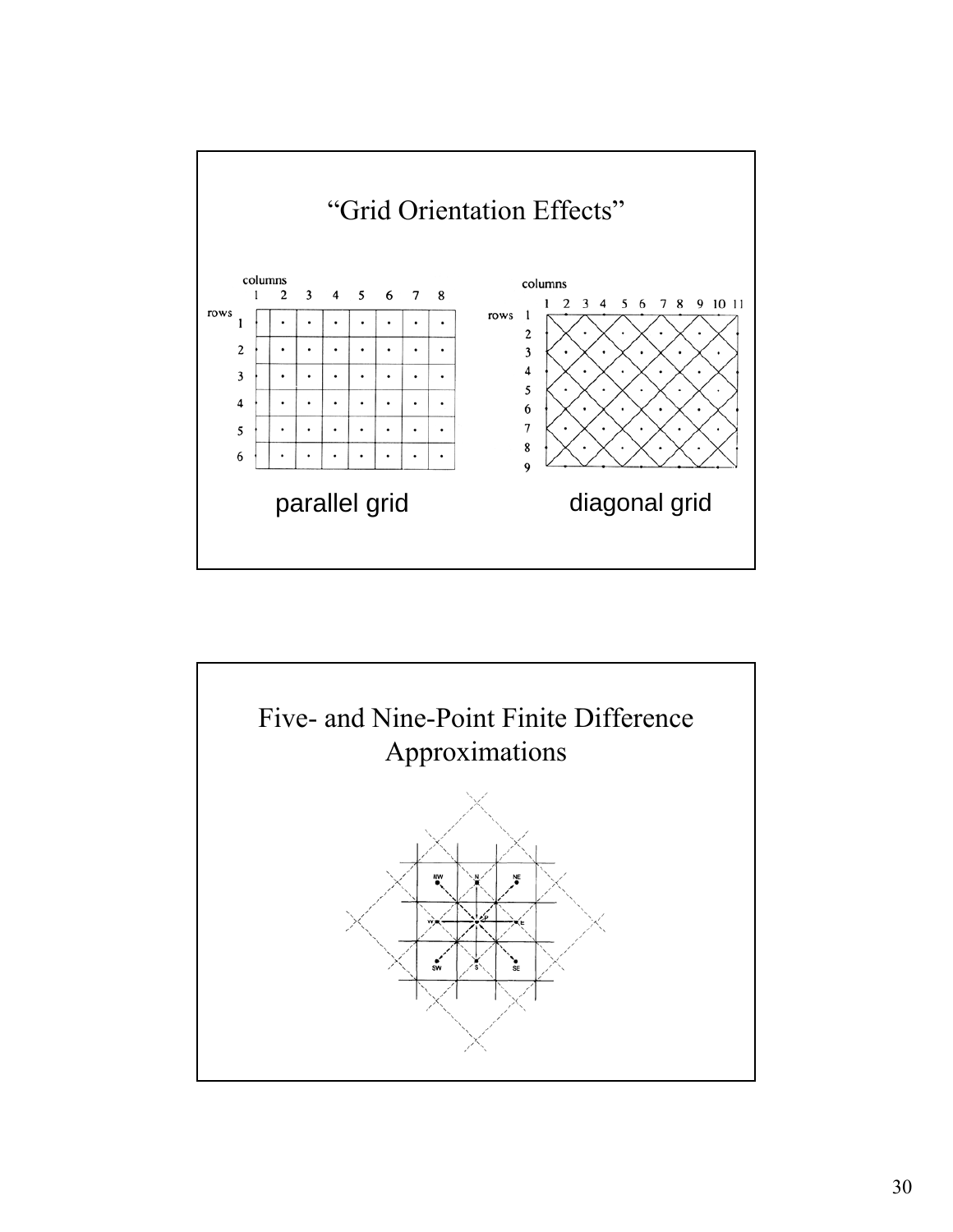# "Grid Orientation Effects"

parallel grid

diagonal grid

# Five- and Nine-Point Finite Difference Approximations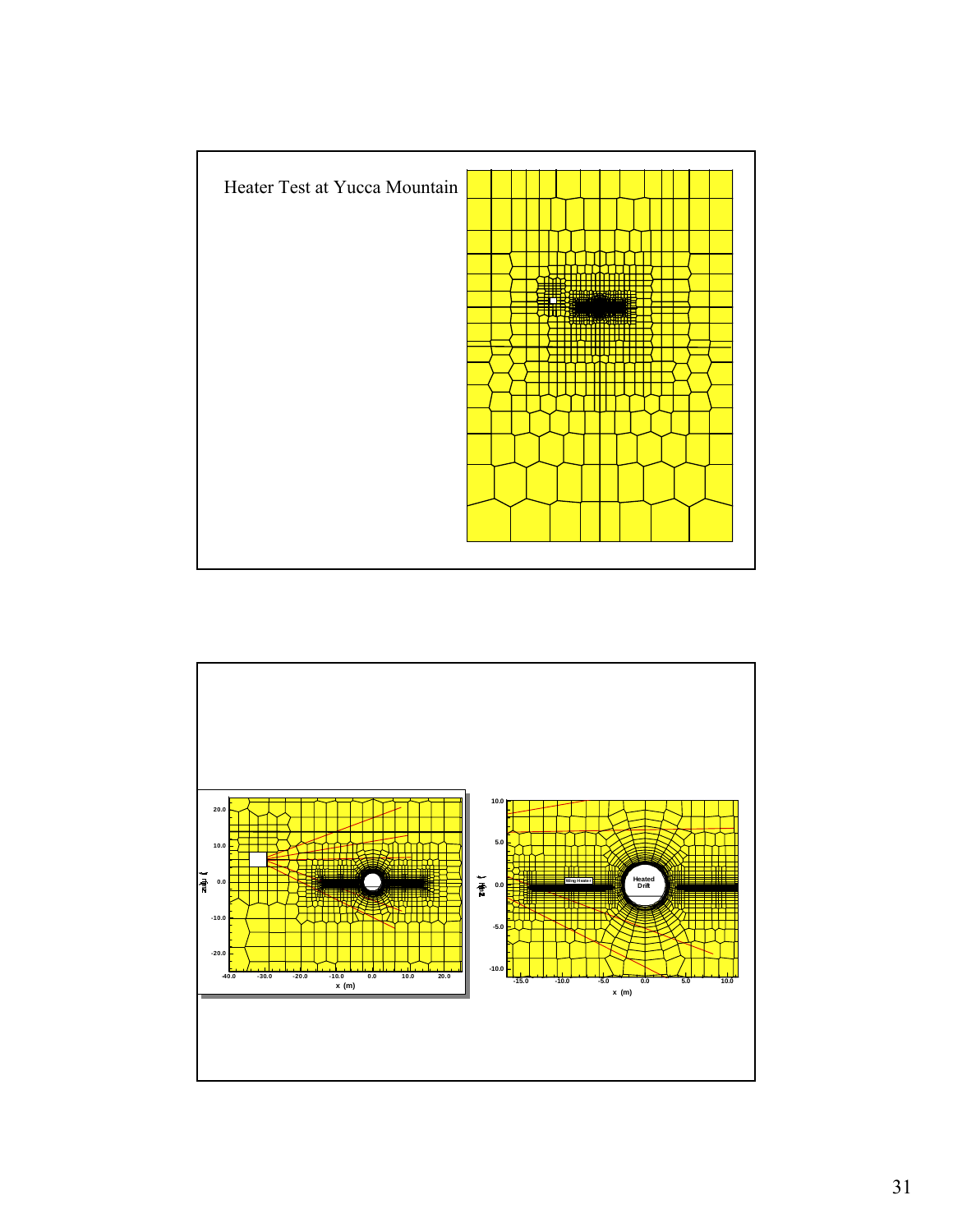Heater Test at Yucca Mountain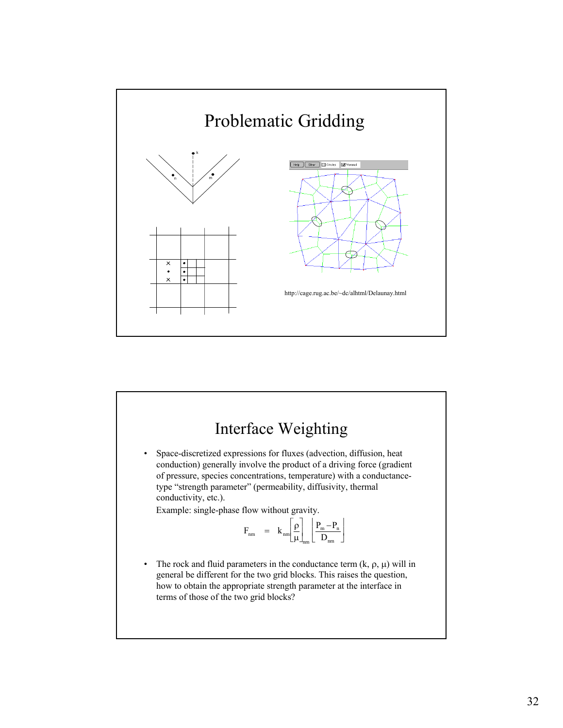# Problematic Gridding

http://cage.rug.ac.be/~dc/alhtml/Delaunay.html

# Interface Weighting

- Space-discretized expressions for fluxes (advection, diffusion, heat conduction) generally involve the product of a driving force (gradient of pressure, species concentrations, temperature) with a conductance-type "strength parameter" (permeability, diffusivity, thermal conductivity, etc.).

  Example: single-phase flow without gravity.

$$F_{nm} = k_{nm} \left[ \frac{\rho}{\mu} \right]_{nm} \left[ \frac{P_m - P_n}{D_{nm}} \right]$$

- The rock and fluid parameters in the conductance term (k, ρ, μ) will in general be different for the two grid blocks. This raises the question, how to obtain the appropriate strength parameter at the interface in terms of those of the two grid blocks?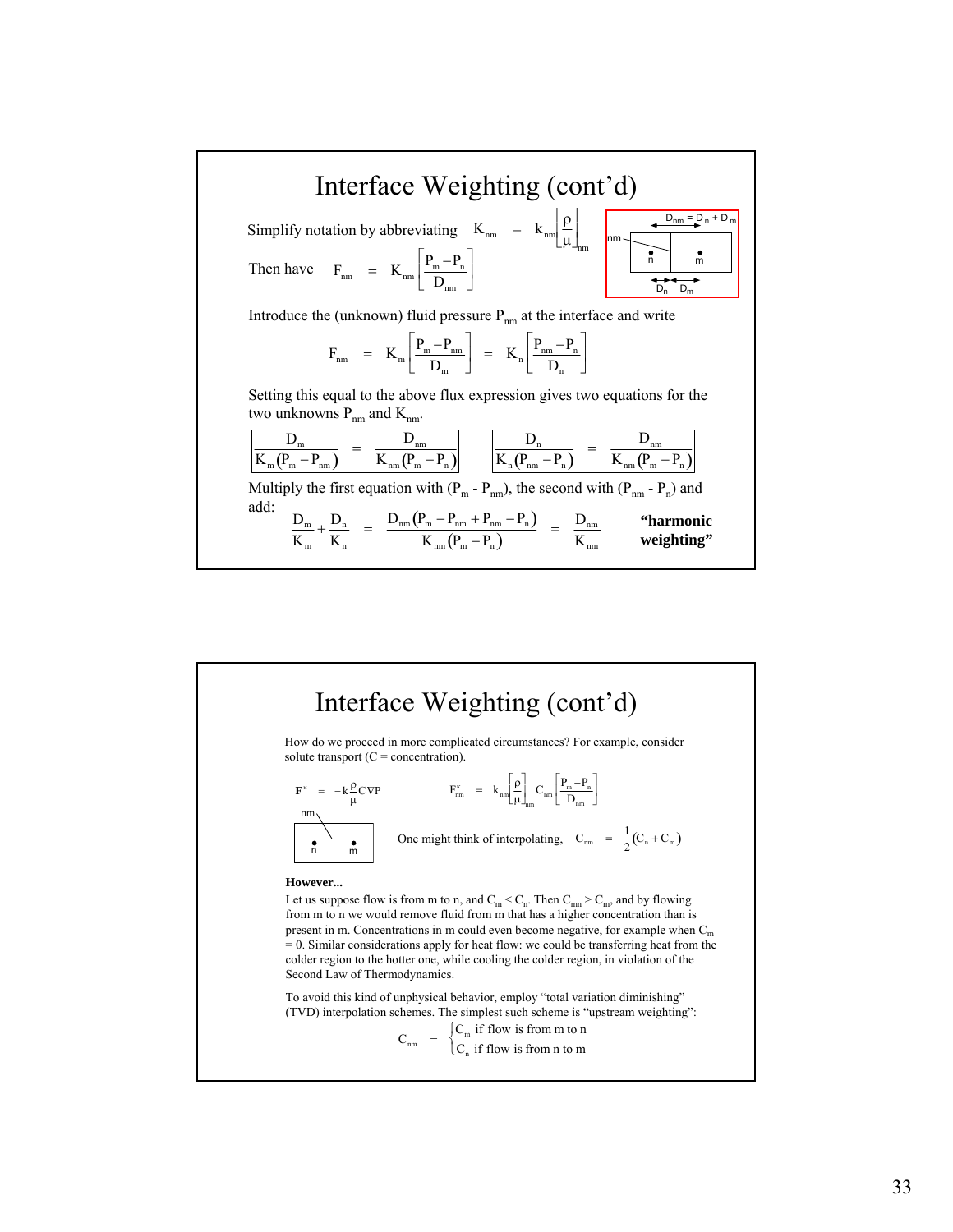# Interface Weighting (cont'd)

Simplify notation by abbreviating $K_{nm} = k_{nm}\left[\frac{\rho}{\mu}\right]_{nm}$

Then have $F_{nm} = K_{nm}\left[\frac{P_m - P_n}{D_{nm}}\right]$

$D_{nm} = D_n + D_m$

Introduce the (unknown) fluid pressure $P_{nm}$ at the interface and write

$$F_{nm} = K_m\left[\frac{P_m - P_{nm}}{D_m}\right] = K_n\left[\frac{P_{nm} - P_n}{D_n}\right]$$

Setting this equal to the above flux expression gives two equations for the two unknowns $P_{nm}$ and $K_{nm}$.

$$\frac{D_m}{K_m(P_m - P_{nm})} = \frac{D_{nm}}{K_{nm}(P_m - P_n)} \qquad \frac{D_n}{K_n(P_{nm} - P_n)} = \frac{D_{nm}}{K_{nm}(P_m - P_n)}$$

Multiply the first equation with ($P_m$ - $P_{nm}$), the second with ($P_{nm}$ - $P_n$) and add:

$$\frac{D_m}{K_m} + \frac{D_n}{K_n} = \frac{D_{nm}(P_m - P_{nm} + P_{nm} - P_n)}{K_{nm}(P_m - P_n)} = \frac{D_{nm}}{K_{nm}}$$

**"harmonic weighting"**

# Interface Weighting (cont'd)

How do we proceed in more complicated circumstances? For example, consider solute transport (C = concentration).

$$\mathbf{F}^{\kappa} = -k\frac{\rho}{\mu}C\nabla P \qquad F^{\kappa}_{nm} = k_{nm}\left[\frac{\rho}{\mu}\right]_{nm} C_{nm}\left[\frac{P_m - P_n}{D_{nm}}\right]$$

One might think of interpolating, $C_{nm} = \frac{1}{2}(C_n + C_m)$

**However...**

Let us suppose flow is from m to n, and $C_m < C_n$. Then $C_{mn} > C_m$, and by flowing from m to n we would remove fluid from m that has a higher concentration than is present in m. Concentrations in m could even become negative, for example when $C_m = 0$. Similar considerations apply for heat flow: we could be transferring heat from the colder region to the hotter one, while cooling the colder region, in violation of the Second Law of Thermodynamics.

To avoid this kind of unphysical behavior, employ "total variation diminishing" (TVD) interpolation schemes. The simplest such scheme is "upstream weighting":

$$C_{nm} = \begin{cases} C_m & \text{if flow is from m to n} \\ C_n & \text{if flow is from n to m} \end{cases}$$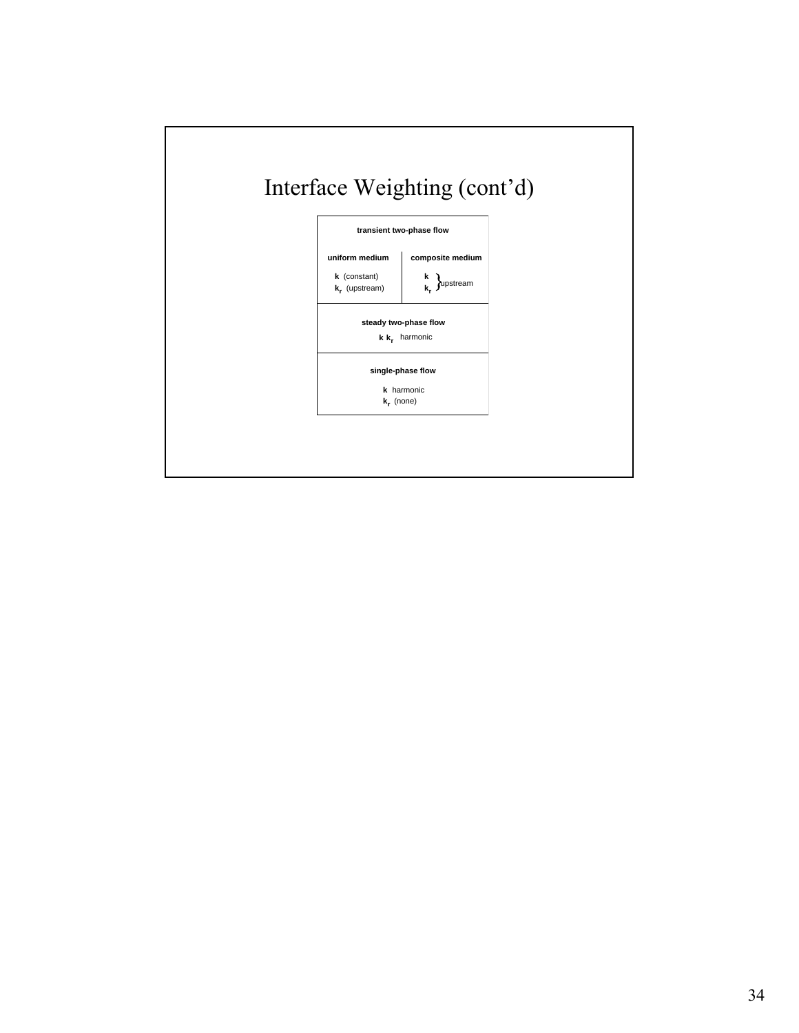# Interface Weighting (cont'd)

| transient two-phase flow | |
| --- | --- |
| **uniform medium** | **composite medium** |
| **k** (constant)<br>$\mathbf{k_r}$ (upstream) | **k**, $\mathbf{k_r}$ } upstream |
| **steady two-phase flow**<br>**k** $\mathbf{k_r}$ harmonic | |
| **single-phase flow**<br>**k** harmonic<br>$\mathbf{k_r}$ (none) | |